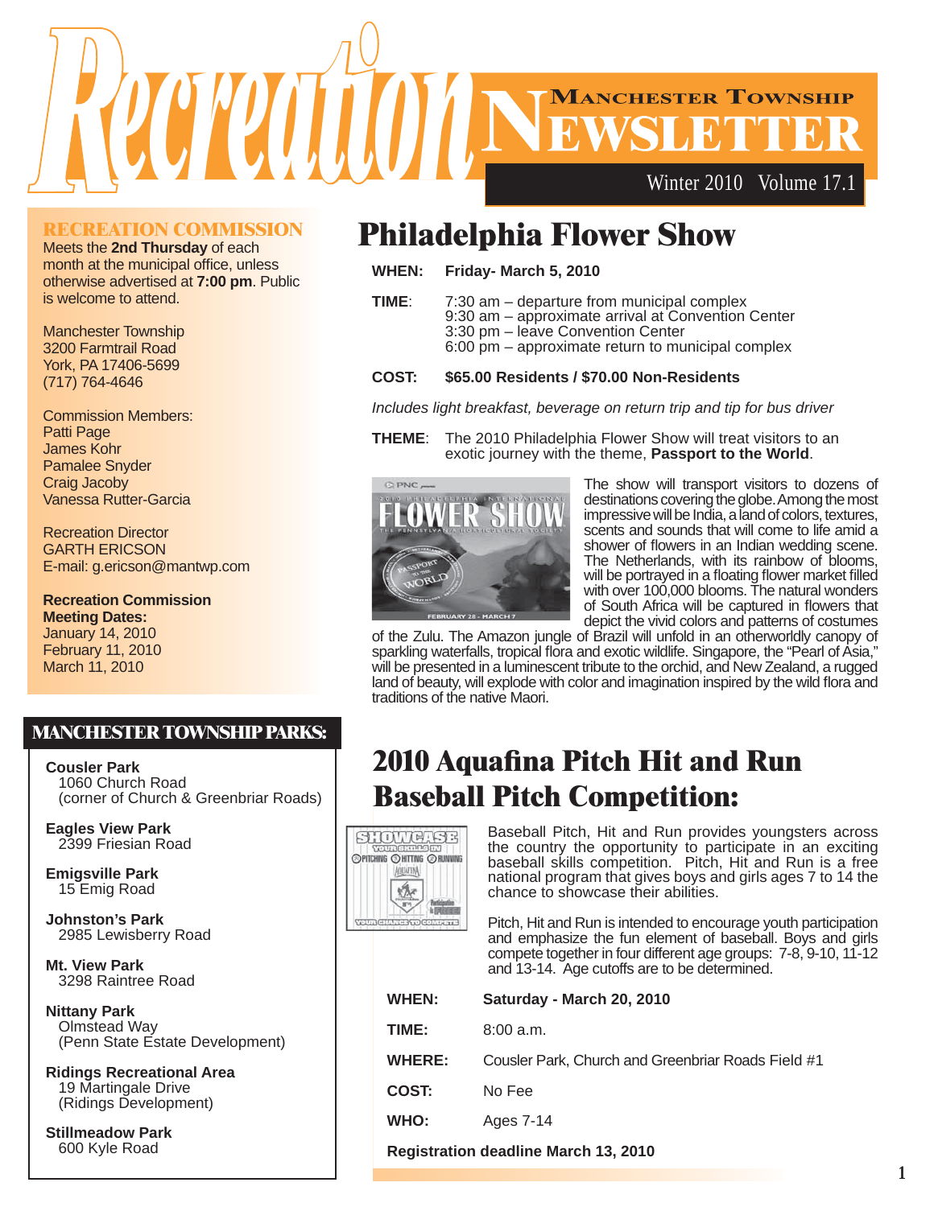# Recreation

## Manchester Township NEWSLETTER

Winter 2010 Volume 17.1

### RECREATION COMMISSION

Meets the **2nd Thursday** of each month at the municipal office, unless otherwise advertised at **7:00 pm**. Public is welcome to attend.

Manchester Township
3200 Farmtrail Road
York, PA 17406-5699
(717) 764-4646

Commission Members:
Patti Page
James Kohr
Pamalee Snyder
Craig Jacoby
Vanessa Rutter-Garcia

Recreation Director
GARTH ERICSON
E-mail: g.ericson@mantwp.com

**Recreation Commission Meeting Dates:**
January 14, 2010
February 11, 2010
March 11, 2010

### MANCHESTER TOWNSHIP PARKS:

**Cousler Park**
1060 Church Road
(corner of Church & Greenbriar Roads)

**Eagles View Park**
2399 Friesian Road

**Emigsville Park**
15 Emig Road

**Johnston's Park**
2985 Lewisberry Road

**Mt. View Park**
3298 Raintree Road

**Nittany Park**
Olmstead Way
(Penn State Estate Development)

**Ridings Recreational Area**
19 Martingale Drive
(Ridings Development)

**Stillmeadow Park**
600 Kyle Road

# Philadelphia Flower Show

**WHEN:** **Friday- March 5, 2010**

**TIME**:
7:30 am – departure from municipal complex
9:30 am – approximate arrival at Convention Center
3:30 pm – leave Convention Center
6:00 pm – approximate return to municipal complex

**COST:** **$65.00 Residents / $70.00 Non-Residents**

*Includes light breakfast, beverage on return trip and tip for bus driver*

**THEME**: The 2010 Philadelphia Flower Show will treat visitors to an exotic journey with the theme, **Passport to the World**.

The show will transport visitors to dozens of destinations covering the globe. Among the most impressive will be India, a land of colors, textures, scents and sounds that will come to life amid a shower of flowers in an Indian wedding scene. The Netherlands, with its rainbow of blooms, will be portrayed in a floating flower market filled with over 100,000 blooms. The natural wonders of South Africa will be captured in flowers that depict the vivid colors and patterns of costumes of the Zulu. The Amazon jungle of Brazil will unfold in an otherworldly canopy of sparkling waterfalls, tropical flora and exotic wildlife. Singapore, the "Pearl of Asia," will be presented in a luminescent tribute to the orchid, and New Zealand, a rugged land of beauty, will explode with color and imagination inspired by the wild flora and traditions of the native Maori.

# 2010 Aquafina Pitch Hit and Run Baseball Pitch Competition:

Baseball Pitch, Hit and Run provides youngsters across the country the opportunity to participate in an exciting baseball skills competition. Pitch, Hit and Run is a free national program that gives boys and girls ages 7 to 14 the chance to showcase their abilities.

Pitch, Hit and Run is intended to encourage youth participation and emphasize the fun element of baseball. Boys and girls compete together in four different age groups: 7-8, 9-10, 11-12 and 13-14. Age cutoffs are to be determined.

**WHEN:** **Saturday - March 20, 2010**

**TIME:** 8:00 a.m.

**WHERE:** Cousler Park, Church and Greenbriar Roads Field #1

**COST:** No Fee

**WHO:** Ages 7-14

**Registration deadline March 13, 2010**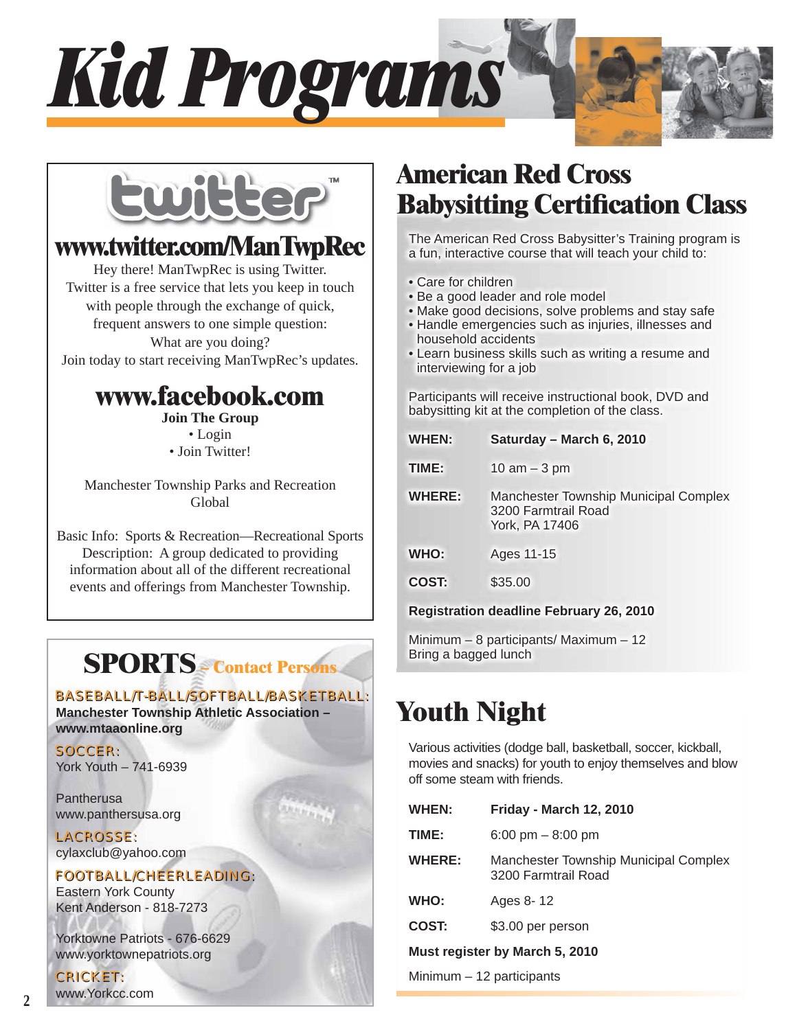# Kid Programs

## twitter

### www.twitter.com/ManTwpRec

Hey there! ManTwpRec is using Twitter.
Twitter is a free service that lets you keep in touch with people through the exchange of quick, frequent answers to one simple question:
What are you doing?
Join today to start receiving ManTwpRec's updates.

### www.facebook.com

**Join The Group**
- Login
- Join Twitter!

Manchester Township Parks and Recreation
Global

Basic Info: Sports & Recreation—Recreational Sports
Description: A group dedicated to providing information about all of the different recreational events and offerings from Manchester Township.

## SPORTS – Contact Persons

BASEBALL/T-BALL/SOFTBALL/BASKETBALL:
**Manchester Township Athletic Association – www.mtaaonline.org**

SOCCER:
York Youth – 741-6939

Pantherusa
www.panthersusa.org

LACROSSE:
cylaxclub@yahoo.com

FOOTBALL/CHEERLEADING:
Eastern York County
Kent Anderson - 818-7273

Yorktowne Patriots - 676-6629
www.yorktownepatriots.org

CRICKET:
www.Yorkcc.com

## American Red Cross Babysitting Certification Class

The American Red Cross Babysitter's Training program is a fun, interactive course that will teach your child to:

- Care for children
- Be a good leader and role model
- Make good decisions, solve problems and stay safe
- Handle emergencies such as injuries, illnesses and household accidents
- Learn business skills such as writing a resume and interviewing for a job

Participants will receive instructional book, DVD and babysitting kit at the completion of the class.

**WHEN:** **Saturday – March 6, 2010**

**TIME:** 10 am – 3 pm

**WHERE:** Manchester Township Municipal Complex
3200 Farmtrail Road
York, PA 17406

**WHO:** Ages 11-15

**COST:** $35.00

**Registration deadline February 26, 2010**

Minimum – 8 participants/ Maximum – 12
Bring a bagged lunch

## Youth Night

Various activities (dodge ball, basketball, soccer, kickball, movies and snacks) for youth to enjoy themselves and blow off some steam with friends.

**WHEN:** **Friday - March 12, 2010**

**TIME:** 6:00 pm – 8:00 pm

**WHERE:** Manchester Township Municipal Complex
3200 Farmtrail Road

**WHO:** Ages 8- 12

**COST:** $3.00 per person

**Must register by March 5, 2010**

Minimum – 12 participants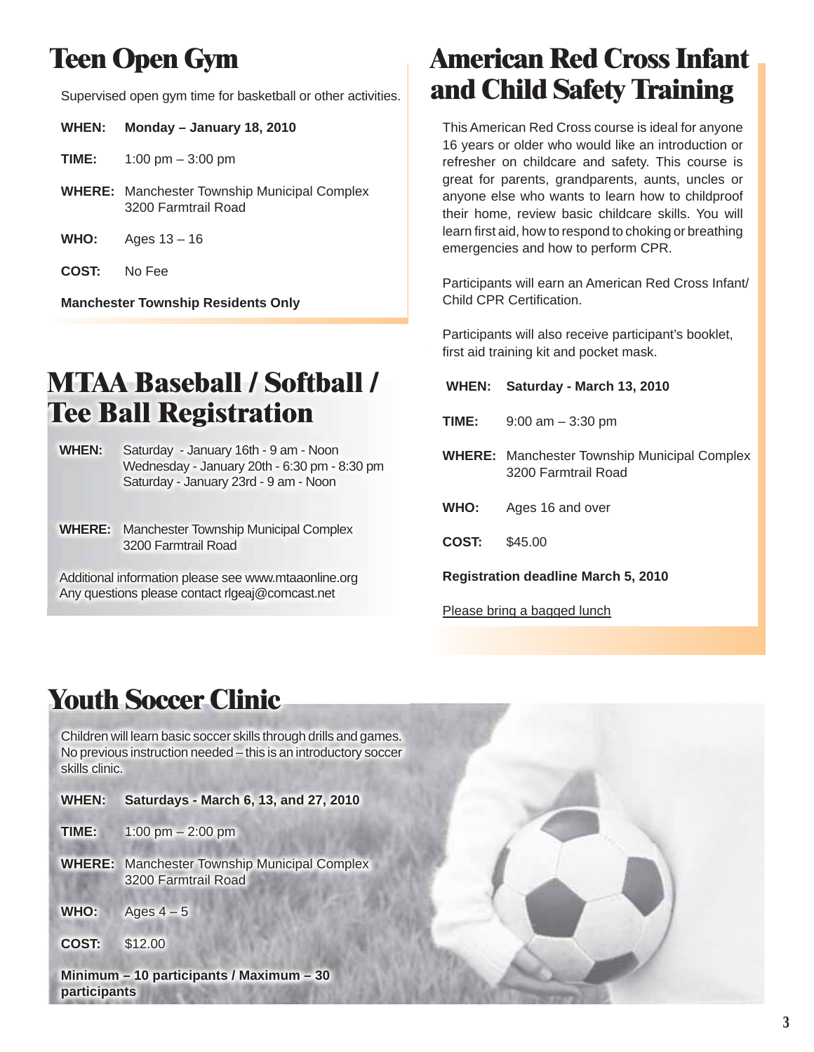# Teen Open Gym

Supervised open gym time for basketball or other activities.

**WHEN:** **Monday – January 18, 2010**

**TIME:** 1:00 pm – 3:00 pm

**WHERE:** Manchester Township Municipal Complex
3200 Farmtrail Road

**WHO:** Ages 13 – 16

**COST:** No Fee

**Manchester Township Residents Only**

# MTAA Baseball / Softball / Tee Ball Registration

**WHEN:** Saturday - January 16th - 9 am - Noon
Wednesday - January 20th - 6:30 pm - 8:30 pm
Saturday - January 23rd - 9 am - Noon

**WHERE:** Manchester Township Municipal Complex
3200 Farmtrail Road

Additional information please see www.mtaaonline.org
Any questions please contact rlgeaj@comcast.net

# American Red Cross Infant and Child Safety Training

This American Red Cross course is ideal for anyone 16 years or older who would like an introduction or refresher on childcare and safety. This course is great for parents, grandparents, aunts, uncles or anyone else who wants to learn how to childproof their home, review basic childcare skills. You will learn first aid, how to respond to choking or breathing emergencies and how to perform CPR.

Participants will earn an American Red Cross Infant/ Child CPR Certification.

Participants will also receive participant's booklet, first aid training kit and pocket mask.

**WHEN:** **Saturday - March 13, 2010**

**TIME:** 9:00 am – 3:30 pm

**WHERE:** Manchester Township Municipal Complex
3200 Farmtrail Road

**WHO:** Ages 16 and over

**COST:** $45.00

**Registration deadline March 5, 2010**

<u>Please bring a bagged lunch</u>

# Youth Soccer Clinic

Children will learn basic soccer skills through drills and games. No previous instruction needed – this is an introductory soccer skills clinic.

**WHEN:** **Saturdays - March 6, 13, and 27, 2010**

**TIME:** 1:00 pm – 2:00 pm

**WHERE:** Manchester Township Municipal Complex
3200 Farmtrail Road

**WHO:** Ages 4 – 5

**COST:** $12.00

**Minimum – 10 participants / Maximum – 30 participants**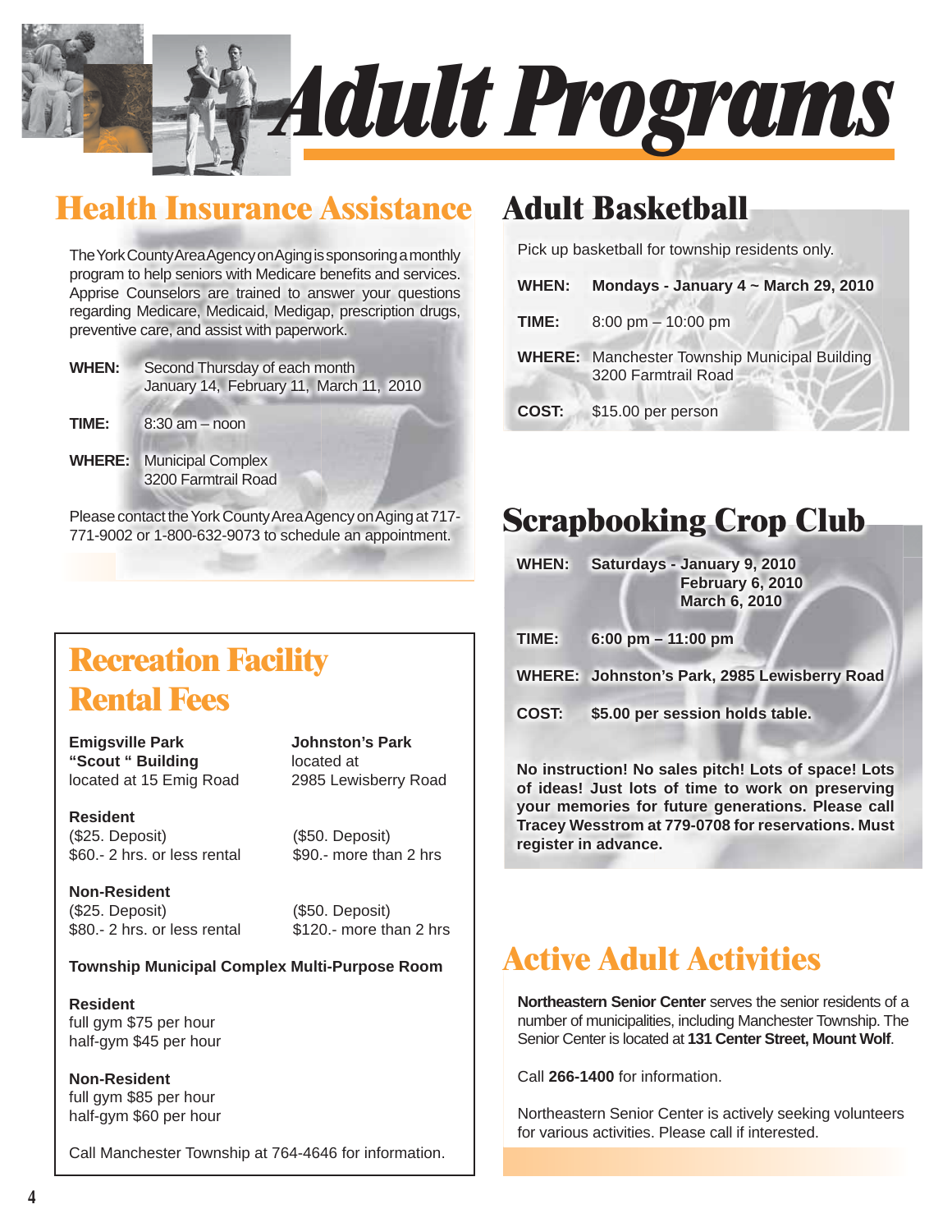# Adult Programs

## Health Insurance Assistance

The York County Area Agency on Aging is sponsoring a monthly program to help seniors with Medicare benefits and services. Apprise Counselors are trained to answer your questions regarding Medicare, Medicaid, Medigap, prescription drugs, preventive care, and assist with paperwork.

**WHEN:** Second Thursday of each month
January 14, February 11, March 11, 2010

**TIME:** 8:30 am – noon

**WHERE:** Municipal Complex
3200 Farmtrail Road

Please contact the York County Area Agency on Aging at 717-771-9002 or 1-800-632-9073 to schedule an appointment.

## Recreation Facility Rental Fees

**Emigsville Park "Scout " Building**
located at 15 Emig Road

**Resident**
($25. Deposit)
$60.- 2 hrs. or less rental

**Non-Resident**
($25. Deposit)
$80.- 2 hrs. or less rental

**Johnston's Park**
located at
2985 Lewisberry Road

**Resident**
($50. Deposit)
$90.- more than 2 hrs

**Non-Resident**
($50. Deposit)
$120.- more than 2 hrs

**Township Municipal Complex Multi-Purpose Room**

**Resident**
full gym $75 per hour
half-gym $45 per hour

**Non-Resident**
full gym $85 per hour
half-gym $60 per hour

Call Manchester Township at 764-4646 for information.

## Adult Basketball

Pick up basketball for township residents only.

**WHEN:** **Mondays - January 4 ~ March 29, 2010**

**TIME:** 8:00 pm – 10:00 pm

**WHERE:** Manchester Township Municipal Building
3200 Farmtrail Road

**COST:** $15.00 per person

## Scrapbooking Crop Club

**WHEN:** **Saturdays - January 9, 2010**
**February 6, 2010**
**March 6, 2010**

**TIME:** **6:00 pm – 11:00 pm**

**WHERE:** **Johnston's Park, 2985 Lewisberry Road**

**COST:** **$5.00 per session holds table.**

**No instruction! No sales pitch! Lots of space! Lots of ideas! Just lots of time to work on preserving your memories for future generations. Please call Tracey Wesstrom at 779-0708 for reservations. Must register in advance.**

## Active Adult Activities

**Northeastern Senior Center** serves the senior residents of a number of municipalities, including Manchester Township. The Senior Center is located at **131 Center Street, Mount Wolf**.

Call **266-1400** for information.

Northeastern Senior Center is actively seeking volunteers for various activities. Please call if interested.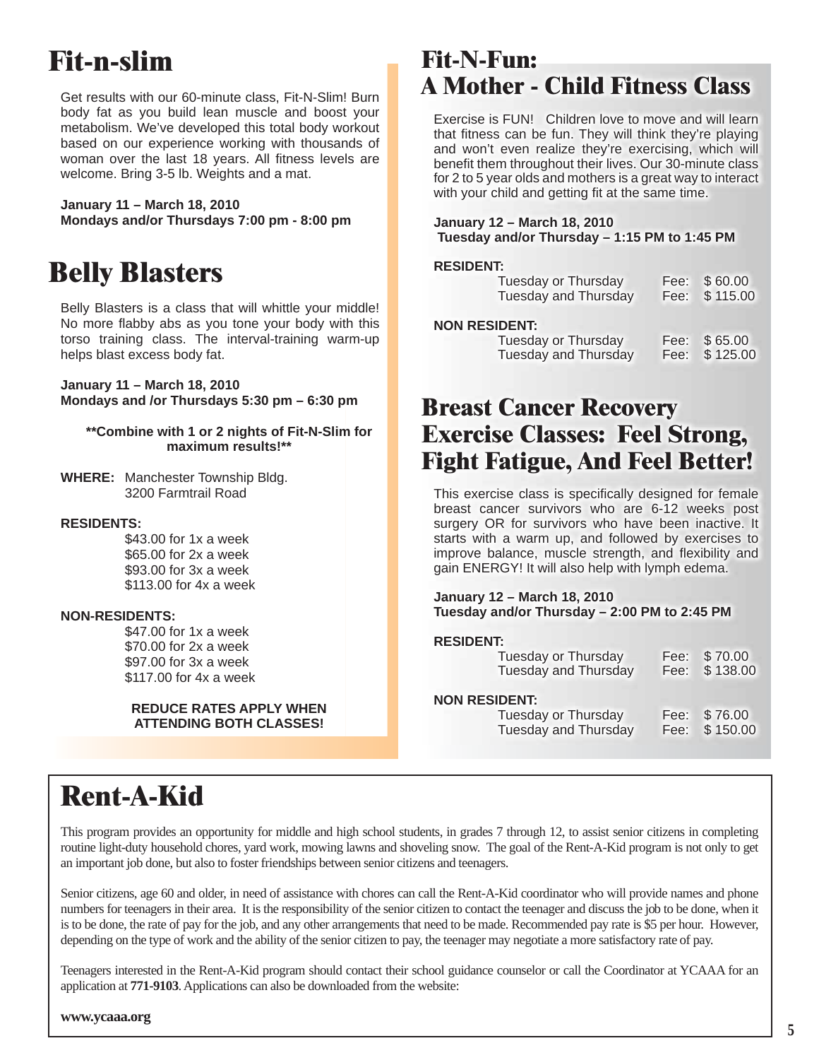# Fit-n-slim

Get results with our 60-minute class, Fit-N-Slim! Burn body fat as you build lean muscle and boost your metabolism. We've developed this total body workout based on our experience working with thousands of woman over the last 18 years. All fitness levels are welcome. Bring 3-5 lb. Weights and a mat.

**January 11 – March 18, 2010**
**Mondays and/or Thursdays 7:00 pm - 8:00 pm**

# Belly Blasters

Belly Blasters is a class that will whittle your middle! No more flabby abs as you tone your body with this torso training class. The interval-training warm-up helps blast excess body fat.

**January 11 – March 18, 2010**
**Mondays and /or Thursdays 5:30 pm – 6:30 pm**

**\*\*Combine with 1 or 2 nights of Fit-N-Slim for maximum results!\*\***

**WHERE:** Manchester Township Bldg.
3200 Farmtrail Road

**RESIDENTS:**

$43.00 for 1x a week
$65.00 for 2x a week
$93.00 for 3x a week
$113.00 for 4x a week

**NON-RESIDENTS:**

$47.00 for 1x a week
$70.00 for 2x a week
$97.00 for 3x a week
$117.00 for 4x a week

**REDUCE RATES APPLY WHEN ATTENDING BOTH CLASSES!**

# Fit-N-Fun: A Mother - Child Fitness Class

Exercise is FUN! Children love to move and will learn that fitness can be fun. They will think they're playing and won't even realize they're exercising, which will benefit them throughout their lives. Our 30-minute class for 2 to 5 year olds and mothers is a great way to interact with your child and getting fit at the same time.

**January 12 – March 18, 2010**
**Tuesday and/or Thursday – 1:15 PM to 1:45 PM**

**RESIDENT:**

Tuesday or Thursday Fee: $ 60.00
Tuesday and Thursday Fee: $ 115.00

**NON RESIDENT:**

Tuesday or Thursday Fee: $ 65.00
Tuesday and Thursday Fee: $ 125.00

# Breast Cancer Recovery Exercise Classes: Feel Strong, Fight Fatigue, And Feel Better!

This exercise class is specifically designed for female breast cancer survivors who are 6-12 weeks post surgery OR for survivors who have been inactive. It starts with a warm up, and followed by exercises to improve balance, muscle strength, and flexibility and gain ENERGY! It will also help with lymph edema.

**January 12 – March 18, 2010**
**Tuesday and/or Thursday – 2:00 PM to 2:45 PM**

**RESIDENT:**

Tuesday or Thursday Fee: $ 70.00
Tuesday and Thursday Fee: $ 138.00

**NON RESIDENT:**

Tuesday or Thursday Fee: $ 76.00
Tuesday and Thursday Fee: $ 150.00

# Rent-A-Kid

This program provides an opportunity for middle and high school students, in grades 7 through 12, to assist senior citizens in completing routine light-duty household chores, yard work, mowing lawns and shoveling snow. The goal of the Rent-A-Kid program is not only to get an important job done, but also to foster friendships between senior citizens and teenagers.

Senior citizens, age 60 and older, in need of assistance with chores can call the Rent-A-Kid coordinator who will provide names and phone numbers for teenagers in their area. It is the responsibility of the senior citizen to contact the teenager and discuss the job to be done, when it is to be done, the rate of pay for the job, and any other arrangements that need to be made. Recommended pay rate is $5 per hour. However, depending on the type of work and the ability of the senior citizen to pay, the teenager may negotiate a more satisfactory rate of pay.

Teenagers interested in the Rent-A-Kid program should contact their school guidance counselor or call the Coordinator at YCAAA for an application at **771-9103**. Applications can also be downloaded from the website:

**www.ycaaa.org**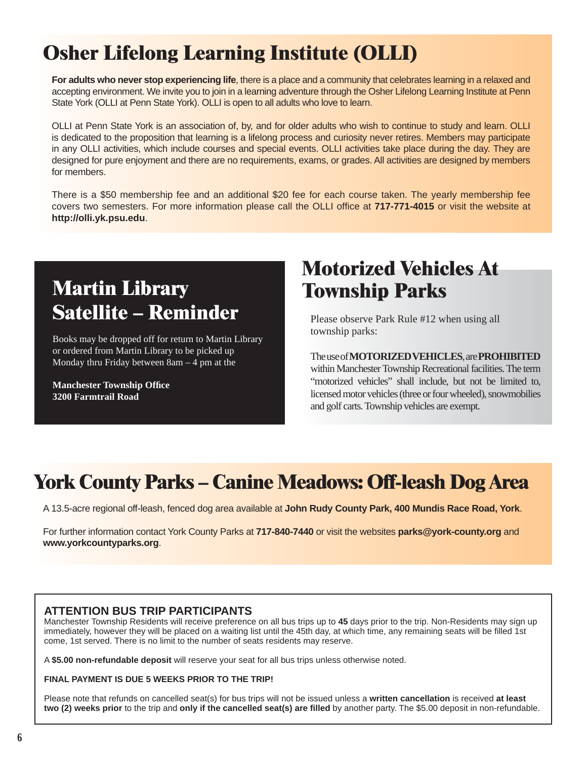# Osher Lifelong Learning Institute (OLLI)

**For adults who never stop experiencing life**, there is a place and a community that celebrates learning in a relaxed and accepting environment. We invite you to join in a learning adventure through the Osher Lifelong Learning Institute at Penn State York (OLLI at Penn State York). OLLI is open to all adults who love to learn.

OLLI at Penn State York is an association of, by, and for older adults who wish to continue to study and learn. OLLI is dedicated to the proposition that learning is a lifelong process and curiosity never retires. Members may participate in any OLLI activities, which include courses and special events. OLLI activities take place during the day. They are designed for pure enjoyment and there are no requirements, exams, or grades. All activities are designed by members for members.

There is a $50 membership fee and an additional $20 fee for each course taken. The yearly membership fee covers two semesters. For more information please call the OLLI office at **717-771-4015** or visit the website at **http://olli.yk.psu.edu**.

## Martin Library Satellite – Reminder

Books may be dropped off for return to Martin Library or ordered from Martin Library to be picked up Monday thru Friday between 8am – 4 pm at the

**Manchester Township Office**
**3200 Farmtrail Road**

## Motorized Vehicles At Township Parks

Please observe Park Rule #12 when using all township parks:

The use of **MOTORIZED VEHICLES**, are **PROHIBITED** within Manchester Township Recreational facilities. The term "motorized vehicles" shall include, but not be limited to, licensed motor vehicles (three or four wheeled), snowmobiles and golf carts. Township vehicles are exempt.

# York County Parks – Canine Meadows: Off-leash Dog Area

A 13.5-acre regional off-leash, fenced dog area available at **John Rudy County Park, 400 Mundis Race Road, York**.

For further information contact York County Parks at **717-840-7440** or visit the websites **parks@york-county.org** and **www.yorkcountyparks.org**.

### ATTENTION BUS TRIP PARTICIPANTS

Manchester Township Residents will receive preference on all bus trips up to **45** days prior to the trip. Non-Residents may sign up immediately, however they will be placed on a waiting list until the 45th day, at which time, any remaining seats will be filled 1st come, 1st served. There is no limit to the number of seats residents may reserve.

A **$5.00 non-refundable deposit** will reserve your seat for all bus trips unless otherwise noted.

**FINAL PAYMENT IS DUE 5 WEEKS PRIOR TO THE TRIP!**

Please note that refunds on cancelled seat(s) for bus trips will not be issued unless a **written cancellation** is received **at least two (2) weeks prior** to the trip and **only if the cancelled seat(s) are filled** by another party. The $5.00 deposit in non-refundable.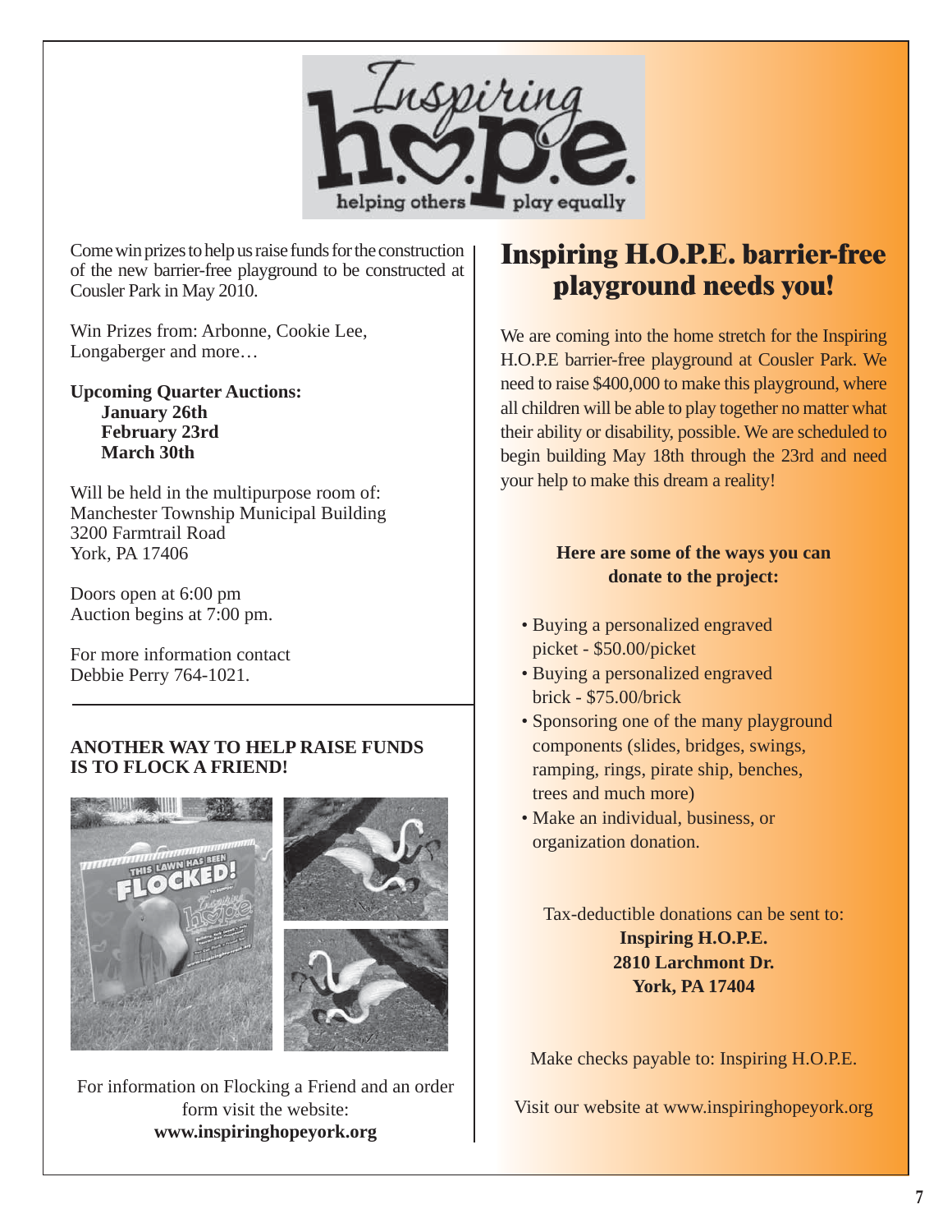Come win prizes to help us raise funds for the construction of the new barrier-free playground to be constructed at Cousler Park in May 2010.

Win Prizes from: Arbonne, Cookie Lee, Longaberger and more…

**Upcoming Quarter Auctions:**
**January 26th**
**February 23rd**
**March 30th**

Will be held in the multipurpose room of:
Manchester Township Municipal Building
3200 Farmtrail Road
York, PA 17406

Doors open at 6:00 pm
Auction begins at 7:00 pm.

For more information contact
Debbie Perry 764-1021.

**ANOTHER WAY TO HELP RAISE FUNDS IS TO FLOCK A FRIEND!**

For information on Flocking a Friend and an order form visit the website:
**www.inspiringhopeyork.org**

# Inspiring H.O.P.E. barrier-free playground needs you!

We are coming into the home stretch for the Inspiring H.O.P.E barrier-free playground at Cousler Park. We need to raise $400,000 to make this playground, where all children will be able to play together no matter what their ability or disability, possible. We are scheduled to begin building May 18th through the 23rd and need your help to make this dream a reality!

**Here are some of the ways you can donate to the project:**

- Buying a personalized engraved picket - $50.00/picket
- Buying a personalized engraved brick - $75.00/brick
- Sponsoring one of the many playground components (slides, bridges, swings, ramping, rings, pirate ship, benches, trees and much more)
- Make an individual, business, or organization donation.

Tax-deductible donations can be sent to:
**Inspiring H.O.P.E.**
**2810 Larchmont Dr.**
**York, PA 17404**

Make checks payable to: Inspiring H.O.P.E.

Visit our website at www.inspiringhopeyork.org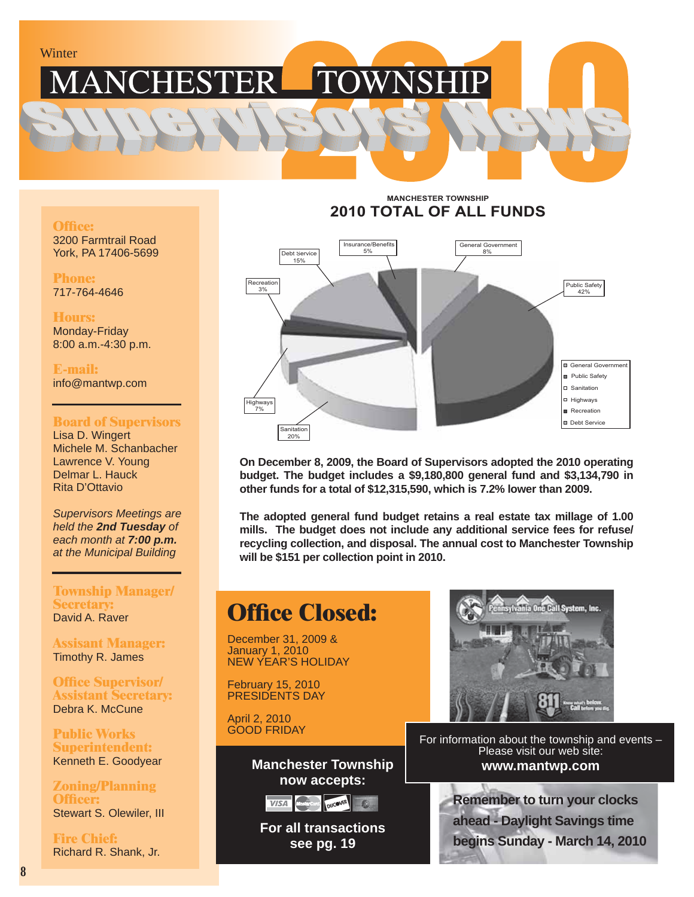Winter

# MANCHESTER TOWNSHIP Supervisors' News 2010

**Office:**
3200 Farmtrail Road
York, PA 17406-5699

**Phone:**
717-764-4646

**Hours:**
Monday-Friday
8:00 a.m.-4:30 p.m.

**E-mail:**
info@mantwp.com

**Board of Supervisors**
Lisa D. Wingert
Michele M. Schanbacher
Lawrence V. Young
Delmar L. Hauck
Rita D'Ottavio

*Supervisors Meetings are held the **2nd Tuesday** of each month at **7:00 p.m.** at the Municipal Building*

**Township Manager/ Secretary:**
David A. Raver

**Assisant Manager:**
Timothy R. James

**Office Supervisor/ Assistant Secretary:**
Debra K. McCune

**Public Works Superintendent:**
Kenneth E. Goodyear

**Zoning/Planning Officer:**
Stewart S. Olewiler, III

**Fire Chief:**
Richard R. Shank, Jr.

## MANCHESTER TOWNSHIP 2010 TOTAL OF ALL FUNDS

| Fund | Percent |
|---|---|
| General Government | 8% |
| Public Safety | 42% |
| Sanitation | 20% |
| Highways | 7% |
| Recreation | 3% |
| Debt Service | 15% |
| Insurance/Benefits | 5% |

**On December 8, 2009, the Board of Supervisors adopted the 2010 operating budget. The budget includes a $9,180,800 general fund and $3,134,790 in other funds for a total of $12,315,590, which is 7.2% lower than 2009.**

**The adopted general fund budget retains a real estate tax millage of 1.00 mills. The budget does not include any additional service fees for refuse/ recycling collection, and disposal. The annual cost to Manchester Township will be $151 per collection point in 2010.**

## Office Closed:

December 31, 2009 &
January 1, 2010
NEW YEAR'S HOLIDAY

February 15, 2010
PRESIDENTS DAY

April 2, 2010
GOOD FRIDAY

Pennsylvania One Call System, Inc.
811 Know what's below. Call before you dig.

For information about the township and events – Please visit our web site:
**www.mantwp.com**

**Manchester Township now accepts:**
VISA MasterCard DISCOVER
**For all transactions see pg. 19**

**Remember to turn your clocks ahead - Daylight Savings time begins Sunday - March 14, 2010**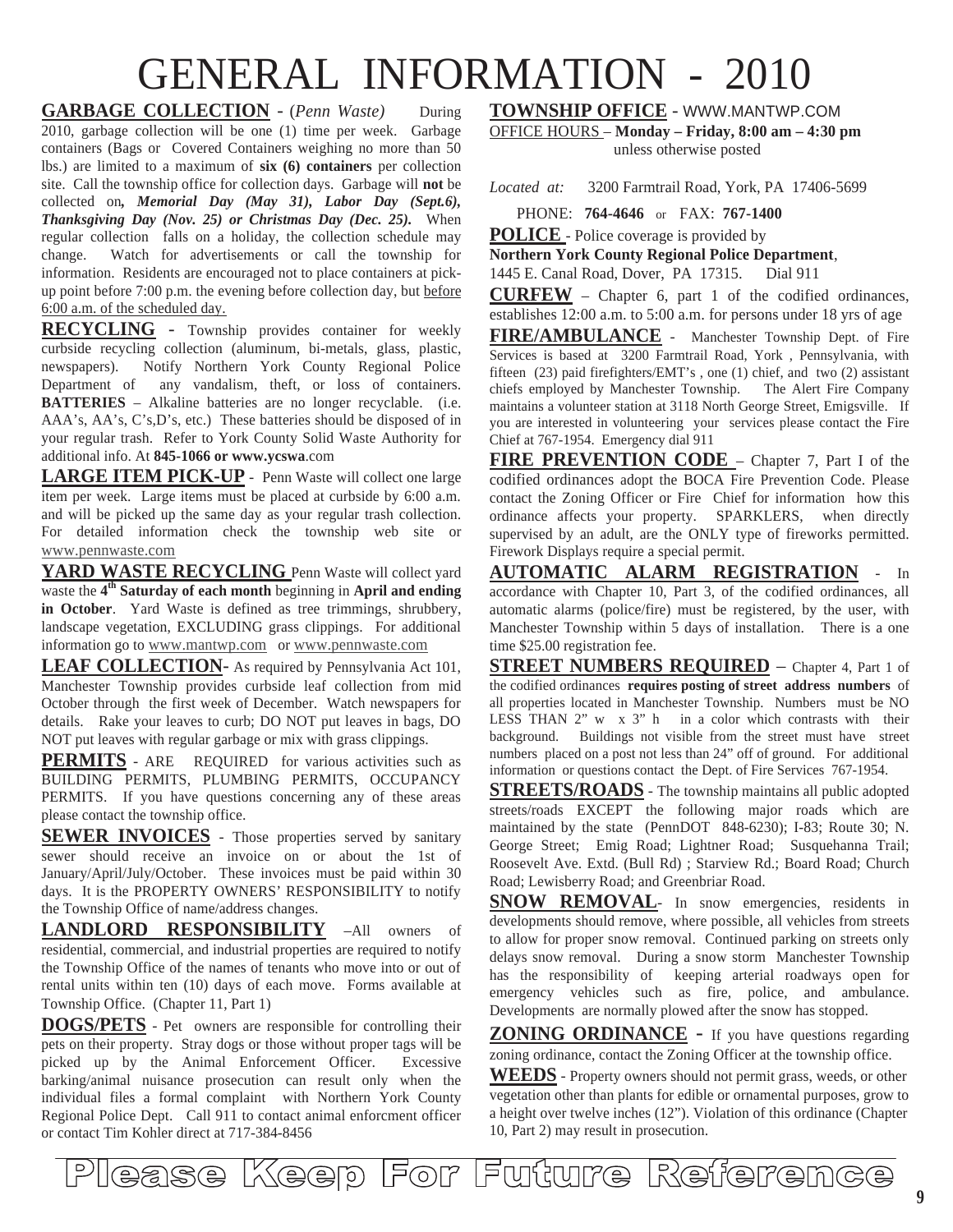# GENERAL INFORMATION - 2010

**GARBAGE COLLECTION** - (*Penn Waste*) During 2010, garbage collection will be one (1) time per week. Garbage containers (Bags or Covered Containers weighing no more than 50 lbs.) are limited to a maximum of **six (6) containers** per collection site. Call the township office for collection days. Garbage will **not** be collected on***, Memorial Day (May 31), Labor Day (Sept.6), Thanksgiving Day (Nov. 25) or Christmas Day (Dec. 25).*** When regular collection falls on a holiday, the collection schedule may change. Watch for advertisements or call the township for information. Residents are encouraged not to place containers at pick-up point before 7:00 p.m. the evening before collection day, but before 6:00 a.m. of the scheduled day.

**RECYCLING** - Township provides container for weekly curbside recycling collection (aluminum, bi-metals, glass, plastic, newspapers). Notify Northern York County Regional Police Department of any vandalism, theft, or loss of containers. **BATTERIES** – Alkaline batteries are no longer recyclable. (i.e. AAA's, AA's, C's,D's, etc.) These batteries should be disposed of in your regular trash. Refer to York County Solid Waste Authority for additional info. At **845-1066 or www.ycswa**.com

**LARGE ITEM PICK-UP** - Penn Waste will collect one large item per week. Large items must be placed at curbside by 6:00 a.m. and will be picked up the same day as your regular trash collection. For detailed information check the township web site or www.pennwaste.com

**YARD WASTE RECYCLING** Penn Waste will collect yard waste the **4th Saturday of each month** beginning in **April and ending in October**. Yard Waste is defined as tree trimmings, shrubbery, landscape vegetation, EXCLUDING grass clippings. For additional information go to www.mantwp.com or www.pennwaste.com

**LEAF COLLECTION**- As required by Pennsylvania Act 101, Manchester Township provides curbside leaf collection from mid October through the first week of December. Watch newspapers for details. Rake your leaves to curb; DO NOT put leaves in bags, DO NOT put leaves with regular garbage or mix with grass clippings.

**PERMITS** - ARE REQUIRED for various activities such as BUILDING PERMITS, PLUMBING PERMITS, OCCUPANCY PERMITS. If you have questions concerning any of these areas please contact the township office.

**SEWER INVOICES** - Those properties served by sanitary sewer should receive an invoice on or about the 1st of January/April/July/October. These invoices must be paid within 30 days. It is the PROPERTY OWNERS' RESPONSIBILITY to notify the Township Office of name/address changes.

**LANDLORD RESPONSIBILITY** –All owners of residential, commercial, and industrial properties are required to notify the Township Office of the names of tenants who move into or out of rental units within ten (10) days of each move. Forms available at Township Office. (Chapter 11, Part 1)

**DOGS/PETS** - Pet owners are responsible for controlling their pets on their property. Stray dogs or those without proper tags will be picked up by the Animal Enforcement Officer. Excessive barking/animal nuisance prosecution can result only when the individual files a formal complaint with Northern York County Regional Police Dept. Call 911 to contact animal enforcment officer or contact Tim Kohler direct at 717-384-8456

**TOWNSHIP OFFICE** - WWW.MANTWP.COM
OFFICE HOURS – **Monday – Friday, 8:00 am – 4:30 pm** unless otherwise posted

*Located at:* 3200 Farmtrail Road, York, PA 17406-5699

PHONE: **764-4646** or FAX: **767-1400**

**POLICE** - Police coverage is provided by **Northern York County Regional Police Department**, 1445 E. Canal Road, Dover, PA 17315. Dial 911

**CURFEW** – Chapter 6, part 1 of the codified ordinances, establishes 12:00 a.m. to 5:00 a.m. for persons under 18 yrs of age

**FIRE/AMBULANCE** - Manchester Township Dept. of Fire Services is based at 3200 Farmtrail Road, York , Pennsylvania, with fifteen (23) paid firefighters/EMT's , one (1) chief, and two (2) assistant chiefs employed by Manchester Township. The Alert Fire Company maintains a volunteer station at 3118 North George Street, Emigsville. If you are interested in volunteering your services please contact the Fire Chief at 767-1954. Emergency dial 911

**FIRE PREVENTION CODE** – Chapter 7, Part I of the codified ordinances adopt the BOCA Fire Prevention Code. Please contact the Zoning Officer or Fire Chief for information how this ordinance affects your property. SPARKLERS, when directly supervised by an adult, are the ONLY type of fireworks permitted. Firework Displays require a special permit.

**AUTOMATIC ALARM REGISTRATION** - In accordance with Chapter 10, Part 3, of the codified ordinances, all automatic alarms (police/fire) must be registered, by the user, with Manchester Township within 5 days of installation. There is a one time $25.00 registration fee.

**STREET NUMBERS REQUIRED** – Chapter 4, Part 1 of the codified ordinances **requires posting of street address numbers** of all properties located in Manchester Township. Numbers must be NO LESS THAN 2" w x 3" h in a color which contrasts with their background. Buildings not visible from the street must have street numbers placed on a post not less than 24" off of ground. For additional information or questions contact the Dept. of Fire Services 767-1954.

**STREETS/ROADS** - The township maintains all public adopted streets/roads EXCEPT the following major roads which are maintained by the state (PennDOT 848-6230); I-83; Route 30; N. George Street; Emig Road; Lightner Road; Susquehanna Trail; Roosevelt Ave. Extd. (Bull Rd) ; Starview Rd.; Board Road; Church Road; Lewisberry Road; and Greenbriar Road.

**SNOW REMOVAL**- In snow emergencies, residents in developments should remove, where possible, all vehicles from streets to allow for proper snow removal. Continued parking on streets only delays snow removal. During a snow storm Manchester Township has the responsibility of keeping arterial roadways open for emergency vehicles such as fire, police, and ambulance. Developments are normally plowed after the snow has stopped.

**ZONING ORDINANCE** - If you have questions regarding zoning ordinance, contact the Zoning Officer at the township office.

**WEEDS** - Property owners should not permit grass, weeds, or other vegetation other than plants for edible or ornamental purposes, grow to a height over twelve inches (12"). Violation of this ordinance (Chapter 10, Part 2) may result in prosecution.

**Please Keep For Future Reference**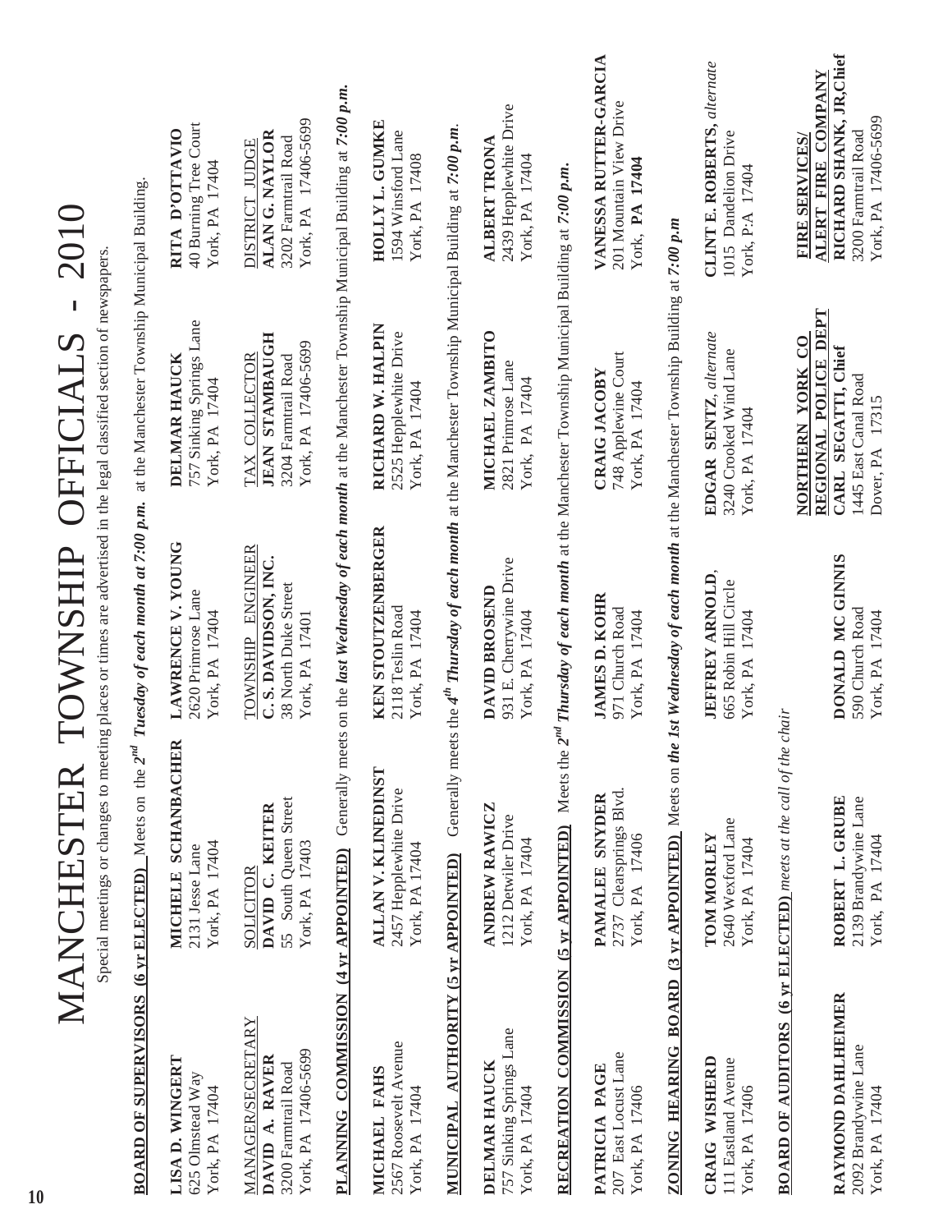# MANCHESTER TOWNSHIP OFFICIALS - 2010

Special meetings or changes to meeting places or times are advertised in the legal classified section of newspapers.

**BOARD OF SUPERVISORS (6 yr ELECTED)** Meets on the 2nd ***Tuesday of each month at 7:00 p.m.*** at the Manchester Township Municipal Building.

**LISA D. WINGERT**
625 Olmstead Way
York, PA 17404

**MICHELE SCHANBACHER**
2131 Jesse Lane
York, PA 17404

**LAWRENCE V. YOUNG**
2620 Primrose Lane
York, PA 17404

**DELMAR HAUCK**
757 Sinking Springs Lane
York, PA 17404

**RITA D'OTTAVIO**
40 Burning Tree Court
York, PA 17404

MANAGER/SECRETARY
**DAVID A. RAVER**
3200 Farmtrail Road
York, PA 17406-5699

SOLICITOR
**DAVID C. KEITER**
55 South Queen Street
York, PA 17403

TOWNSHIP ENGINEER
**C. S. DAVIDSON, INC.**
38 North Duke Street
York, PA 17401

TAX COLLECTOR
**JEAN STAMBAUGH**
3204 Farmtrail Road
York, PA 17406-5699

DISTRICT JUDGE
**ALAN G. NAYLOR**
3202 Farmtrail Road
York, PA 17406-5699

**PLANNING COMMISSION (4 yr APPOINTED)** Generally meets on the ***last Wednesday of each month*** at the Manchester Township Municipal Building at ***7:00 p.m.***

**MICHAEL FAHS**
2567 Roosevelt Avenue
York, PA 17404

**ALLAN V. KLINEDINST**
2457 Hepplewhite Drive
York, PA 17404

**KEN STOUTZENBERGER**
2118 Teslin Road
York, PA 17404

**RICHARD W. HALPIN**
2525 Hepplewhite Drive
York, PA 17404

**HOLLY L. GUMKE**
1594 Winsford Lane
York, PA 17408

**MUNICIPAL AUTHORITY (5 yr APPOINTED)** Generally meets the ***4th Thursday of each month*** at the Manchester Township Municipal Building at ***7:00 p.m.***

**DELMAR HAUCK**
757 Sinking Springs Lane
York, PA 17404

**ANDREW RAWICZ**
1212 Detwiler Drive
York, PA 17404

**DAVID BROSEND**
931 E. Cherrywine Drive
York, PA 17404

**MICHAEL ZAMBITO**
2821 Primrose Lane
York, PA 17404

**ALBERT TRONA**
2439 Hepplewhite Drive
York, PA 17404

**RECREATION COMMISSION (5 yr APPOINTED)** Meets the ***2nd Thursday of each month*** at the Manchester Township Municipal Building at ***7:00 p.m.***

**PATRICIA PAGE**
207 East Locust Lane
York, PA 17406

**PAMALEE SNYDER**
2737 Clearsprings Blvd.
York, PA 17406

**JAMES D. KOHR**
971 Church Road
York, PA 17404

**CRAIG JACOBY**
748 Applewine Court
York, PA 17404

**VANESSA RUTTER-GARCIA**
201 Mountain View Drive
York, **PA 17404**

**ZONING HEARING BOARD (3 yr APPOINTED)** Meets on ***the 1st Wednesday of each month*** at the Manchester Township Building at ***7:00 p.m***

**CRAIG WISHERD**
111 Eastland Avenue
York, PA 17406

**TOM MORLEY**
2640 Wexford Lane
York, PA 17404

**JEFFREY ARNOLD**,
665 Robin Hill Circle
York, PA 17404

**EDGAR SENTZ**, *alternate*
3240 Crooked Wind Lane
York, PA 17404

**CLINT E. ROBERTS**, *alternate*
1015 Dandelion Drive
York, P:A 17404

**BOARD OF AUDITORS (6 yr ELECTED)** *meets at the call of the chair*

**RAYMOND DAHLHEIMER**
2092 Brandywine Lane
York, PA 17404

**ROBERT L. GRUBE**
2139 Brandywine Lane
York, PA 17404

**DONALD MC GINNIS**
590 Church Road
York, PA 17404

**NORTHERN YORK CO REGIONAL POLICE DEPT**
**CARL SEGATTI, Chief**
1445 East Canal Road
Dover, PA 17315

**FIRE SERVICES/ ALERT FIRE COMPANY**
**RICHARD SHANK, JR,Chief**
3200 Farmtrail Road
York, PA 17406-5699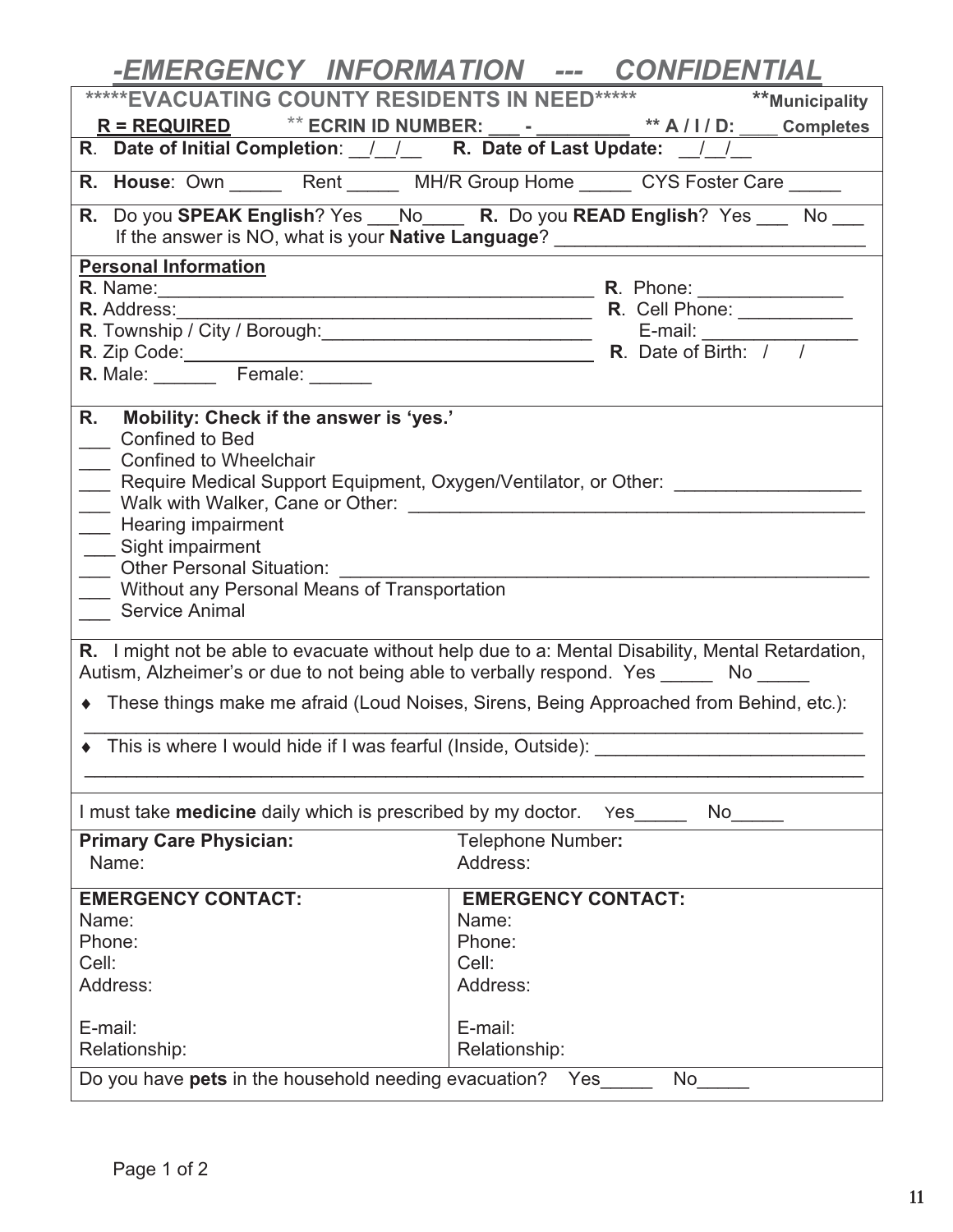# *-EMERGENCY INFORMATION --- CONFIDENTIAL*

**\*\*\*\*\*EVACUATING COUNTY RESIDENTS IN NEED\*\*\*\*\*** **\*\*Municipality**

**R = REQUIRED** \*\* **ECRIN ID NUMBER: ___ - _________** **\*\* A / I / D: ____ Completes**

**R. Date of Initial Completion**: __/__/__ **R. Date of Last Update:** __/__/__

**R. House**: Own _____ Rent _____ MH/R Group Home _____ CYS Foster Care _____

**R.** Do you **SPEAK English**? Yes ___No____ **R.** Do you **READ English**? Yes ___ No ___
If the answer is NO, what is your **Native Language**? ______________________________

**Personal Information**

**R**. Name:___________________________________________ **R**. Phone: ______________
**R.** Address:_________________________________________ **R**. Cell Phone: ___________
**R**. Township / City / Borough:__________________________ E-mail: ________________
**R**. Zip Code:________________________________________ **R**. Date of Birth: / /
**R.** Male: ______ Female: ______

**R. Mobility: Check if the answer is 'yes.'**

___ Confined to Bed
___ Confined to Wheelchair
___ Require Medical Support Equipment, Oxygen/Ventilator, or Other: __________________
___ Walk with Walker, Cane or Other: ______________________________________________
___ Hearing impairment
___ Sight impairment
___ Other Personal Situation: ______________________________________________________
___ Without any Personal Means of Transportation
___ Service Animal

**R.** I might not be able to evacuate without help due to a: Mental Disability, Mental Retardation, Autism, Alzheimer's or due to not being able to verbally respond. Yes _____ No _____

- These things make me afraid (Loud Noises, Sirens, Being Approached from Behind, etc.):
______________________________________________________________________________
- This is where I would hide if I was fearful (Inside, Outside): __________________________
______________________________________________________________________________

I must take **medicine** daily which is prescribed by my doctor. Yes_____ No_____

| **Primary Care Physician:** | Telephone Number**:** |
|---|---|
| Name: | Address: |

| **EMERGENCY CONTACT:** | **EMERGENCY CONTACT:** |
|---|---|
| Name: | Name: |
| Phone: | Phone: |
| Cell: | Cell: |
| Address: | Address: |
| E-mail: | E-mail: |
| Relationship: | Relationship: |

Do you have **pets** in the household needing evacuation? Yes_____ No_____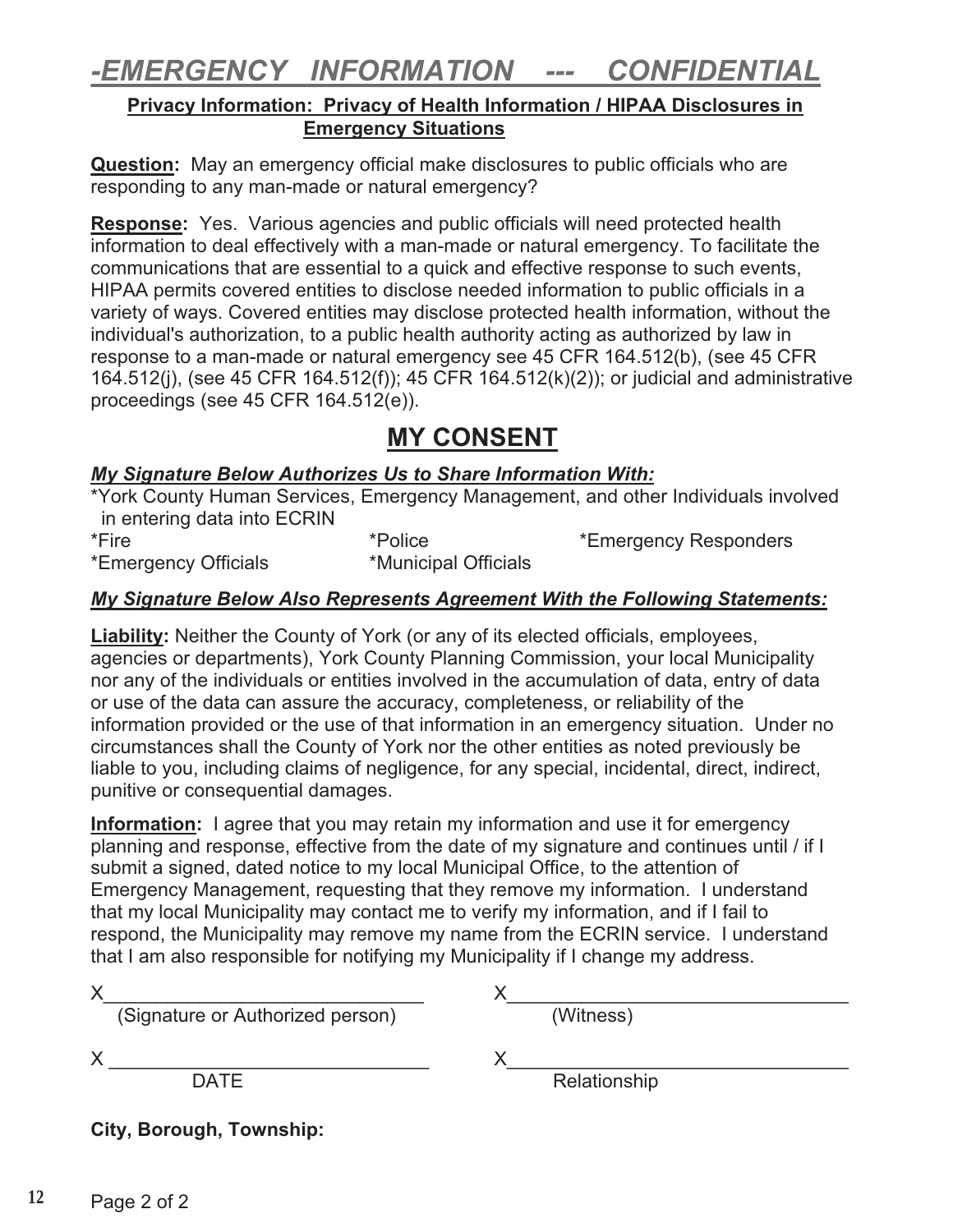# *-EMERGENCY INFORMATION --- CONFIDENTIAL*

**Privacy Information: Privacy of Health Information / HIPAA Disclosures in Emergency Situations**

**Question:** May an emergency official make disclosures to public officials who are responding to any man-made or natural emergency?

**Response:** Yes. Various agencies and public officials will need protected health information to deal effectively with a man-made or natural emergency. To facilitate the communications that are essential to a quick and effective response to such events, HIPAA permits covered entities to disclose needed information to public officials in a variety of ways. Covered entities may disclose protected health information, without the individual's authorization, to a public health authority acting as authorized by law in response to a man-made or natural emergency see 45 CFR 164.512(b), (see 45 CFR 164.512(j), (see 45 CFR 164.512(f)); 45 CFR 164.512(k)(2)); or judicial and administrative proceedings (see 45 CFR 164.512(e)).

## MY CONSENT

***My Signature Below Authorizes Us to Share Information With:***

*York County Human Services, Emergency Management, and other Individuals involved in entering data into ECRIN

*Fire *Police *Emergency Responders

*Emergency Officials *Municipal Officials

***My Signature Below Also Represents Agreement With the Following Statements:***

**Liability:** Neither the County of York (or any of its elected officials, employees, agencies or departments), York County Planning Commission, your local Municipality nor any of the individuals or entities involved in the accumulation of data, entry of data or use of the data can assure the accuracy, completeness, or reliability of the information provided or the use of that information in an emergency situation. Under no circumstances shall the County of York nor the other entities as noted previously be liable to you, including claims of negligence, for any special, incidental, direct, indirect, punitive or consequential damages.

**Information:** I agree that you may retain my information and use it for emergency planning and response, effective from the date of my signature and continues until / if I submit a signed, dated notice to my local Municipal Office, to the attention of Emergency Management, requesting that they remove my information. I understand that my local Municipality may contact me to verify my information, and if I fail to respond, the Municipality may remove my name from the ECRIN service. I understand that I am also responsible for notifying my Municipality if I change my address.

X______________________________ (Signature or Authorized person)

X______________________________ (Witness)

X ______________________________ DATE

X______________________________ Relationship

**City, Borough, Township:**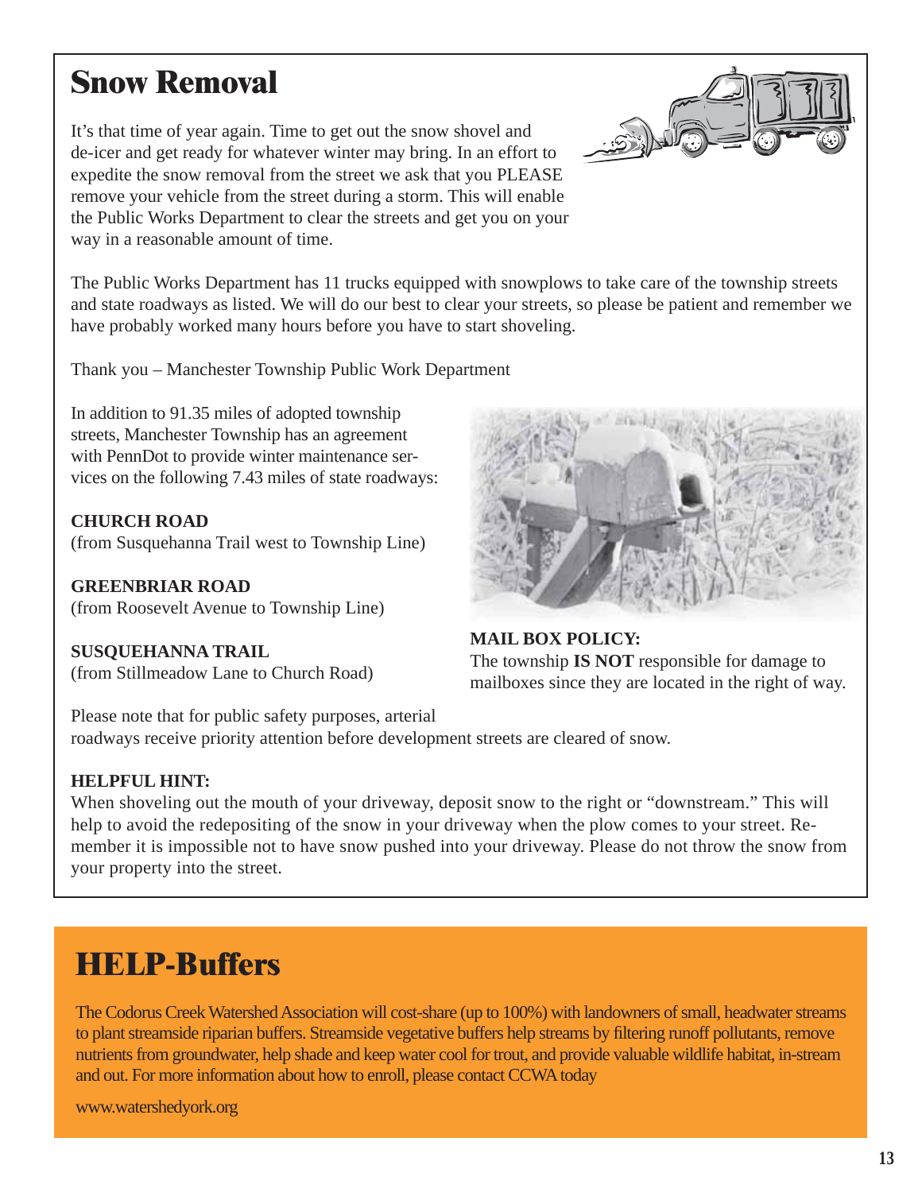# Snow Removal

It's that time of year again. Time to get out the snow shovel and de-icer and get ready for whatever winter may bring. In an effort to expedite the snow removal from the street we ask that you PLEASE remove your vehicle from the street during a storm. This will enable the Public Works Department to clear the streets and get you on your way in a reasonable amount of time.

The Public Works Department has 11 trucks equipped with snowplows to take care of the township streets and state roadways as listed. We will do our best to clear your streets, so please be patient and remember we have probably worked many hours before you have to start shoveling.

Thank you – Manchester Township Public Work Department

In addition to 91.35 miles of adopted township streets, Manchester Township has an agreement with PennDot to provide winter maintenance services on the following 7.43 miles of state roadways:

**CHURCH ROAD**
(from Susquehanna Trail west to Township Line)

**GREENBRIAR ROAD**
(from Roosevelt Avenue to Township Line)

**SUSQUEHANNA TRAIL**
(from Stillmeadow Lane to Church Road)

**MAIL BOX POLICY:**
The township **IS NOT** responsible for damage to mailboxes since they are located in the right of way.

Please note that for public safety purposes, arterial roadways receive priority attention before development streets are cleared of snow.

**HELPFUL HINT:**
When shoveling out the mouth of your driveway, deposit snow to the right or "downstream." This will help to avoid the redepositing of the snow in your driveway when the plow comes to your street. Remember it is impossible not to have snow pushed into your driveway. Please do not throw the snow from your property into the street.

# HELP-Buffers

The Codorus Creek Watershed Association will cost-share (up to 100%) with landowners of small, headwater streams to plant streamside riparian buffers. Streamside vegetative buffers help streams by filtering runoff pollutants, remove nutrients from groundwater, help shade and keep water cool for trout, and provide valuable wildlife habitat, in-stream and out. For more information about how to enroll, please contact CCWA today

www.watershedyork.org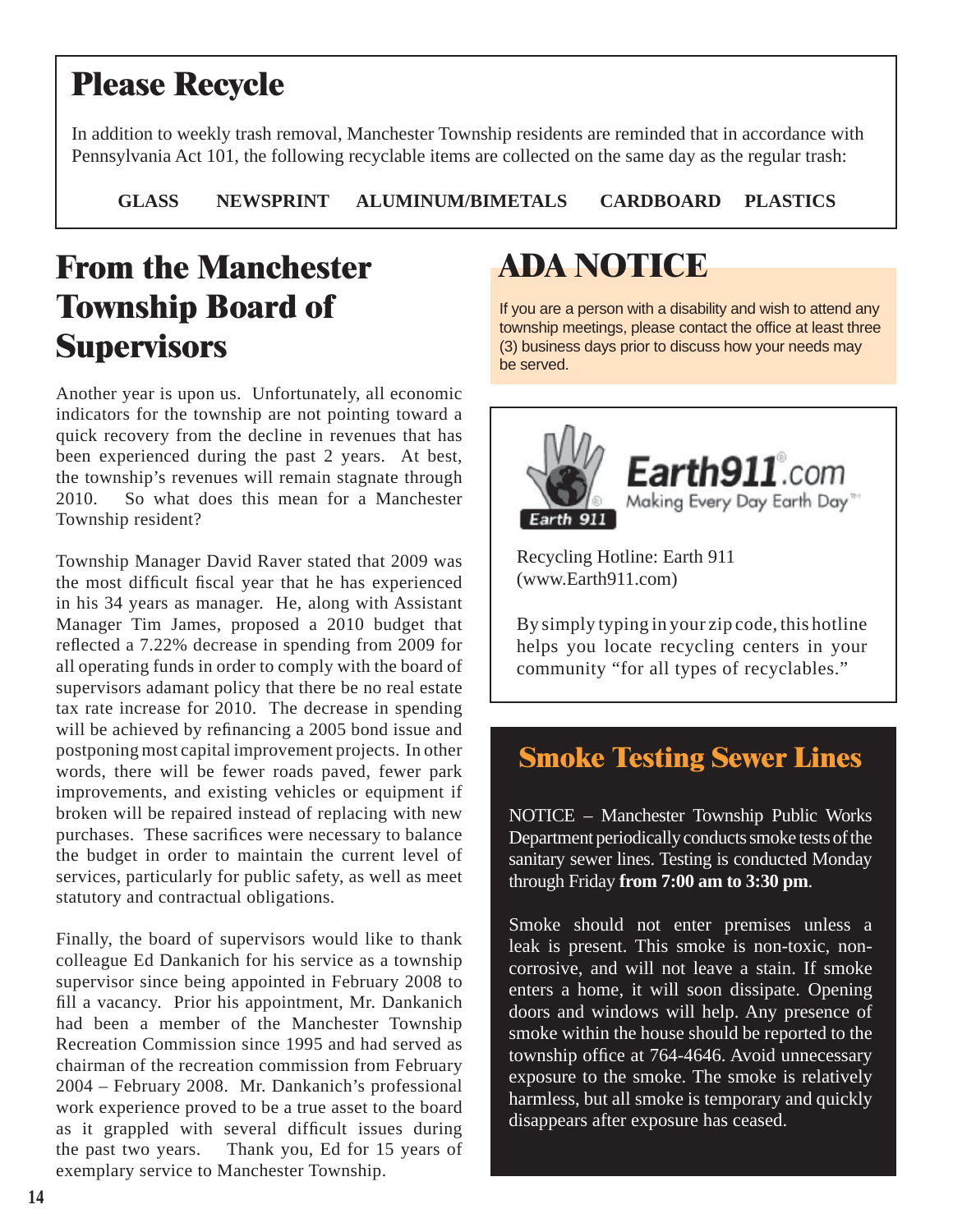## Please Recycle

In addition to weekly trash removal, Manchester Township residents are reminded that in accordance with Pennsylvania Act 101, the following recyclable items are collected on the same day as the regular trash:

**GLASS NEWSPRINT ALUMINUM/BIMETALS CARDBOARD PLASTICS**

# From the Manchester Township Board of Supervisors

Another year is upon us. Unfortunately, all economic indicators for the township are not pointing toward a quick recovery from the decline in revenues that has been experienced during the past 2 years. At best, the township's revenues will remain stagnate through 2010. So what does this mean for a Manchester Township resident?

Township Manager David Raver stated that 2009 was the most difficult fiscal year that he has experienced in his 34 years as manager. He, along with Assistant Manager Tim James, proposed a 2010 budget that reflected a 7.22% decrease in spending from 2009 for all operating funds in order to comply with the board of supervisors adamant policy that there be no real estate tax rate increase for 2010. The decrease in spending will be achieved by refinancing a 2005 bond issue and postponing most capital improvement projects. In other words, there will be fewer roads paved, fewer park improvements, and existing vehicles or equipment if broken will be repaired instead of replacing with new purchases. These sacrifices were necessary to balance the budget in order to maintain the current level of services, particularly for public safety, as well as meet statutory and contractual obligations.

Finally, the board of supervisors would like to thank colleague Ed Dankanich for his service as a township supervisor since being appointed in February 2008 to fill a vacancy. Prior his appointment, Mr. Dankanich had been a member of the Manchester Township Recreation Commission since 1995 and had served as chairman of the recreation commission from February 2004 – February 2008. Mr. Dankanich's professional work experience proved to be a true asset to the board as it grappled with several difficult issues during the past two years. Thank you, Ed for 15 years of exemplary service to Manchester Township.

# ADA NOTICE

If you are a person with a disability and wish to attend any township meetings, please contact the office at least three (3) business days prior to discuss how your needs may be served.

Earth 911

Earth911.com
Making Every Day Earth Day™

Recycling Hotline: Earth 911 (www.Earth911.com)

By simply typing in your zip code, this hotline helps you locate recycling centers in your community "for all types of recyclables."

## Smoke Testing Sewer Lines

NOTICE – Manchester Township Public Works Department periodically conducts smoke tests of the sanitary sewer lines. Testing is conducted Monday through Friday **from 7:00 am to 3:30 pm**.

Smoke should not enter premises unless a leak is present. This smoke is non-toxic, non-corrosive, and will not leave a stain. If smoke enters a home, it will soon dissipate. Opening doors and windows will help. Any presence of smoke within the house should be reported to the township office at 764-4646. Avoid unnecessary exposure to the smoke. The smoke is relatively harmless, but all smoke is temporary and quickly disappears after exposure has ceased.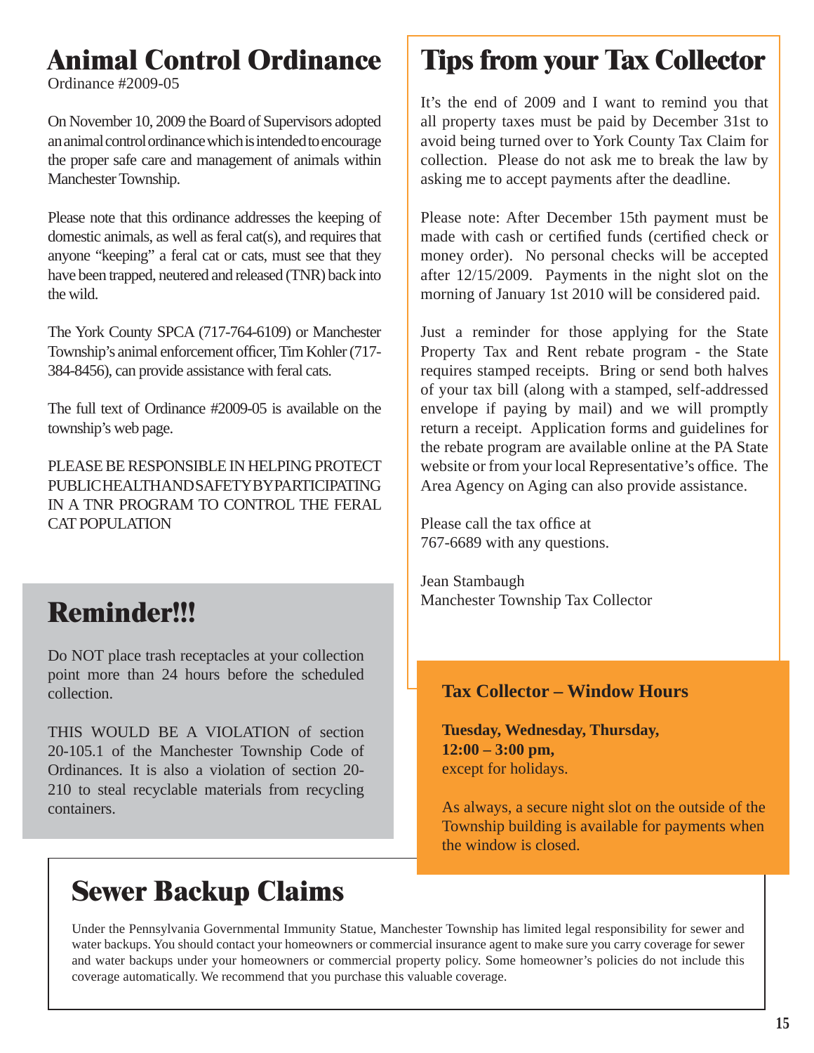# Animal Control Ordinance

Ordinance #2009-05

On November 10, 2009 the Board of Supervisors adopted an animal control ordinance which is intended to encourage the proper safe care and management of animals within Manchester Township.

Please note that this ordinance addresses the keeping of domestic animals, as well as feral cat(s), and requires that anyone "keeping" a feral cat or cats, must see that they have been trapped, neutered and released (TNR) back into the wild.

The York County SPCA (717-764-6109) or Manchester Township's animal enforcement officer, Tim Kohler (717-384-8456), can provide assistance with feral cats.

The full text of Ordinance #2009-05 is available on the township's web page.

PLEASE BE RESPONSIBLE IN HELPING PROTECT PUBLIC HEALTH AND SAFETY BY PARTICIPATING IN A TNR PROGRAM TO CONTROL THE FERAL CAT POPULATION

# Reminder!!!

Do NOT place trash receptacles at your collection point more than 24 hours before the scheduled collection.

THIS WOULD BE A VIOLATION of section 20-105.1 of the Manchester Township Code of Ordinances. It is also a violation of section 20-210 to steal recyclable materials from recycling containers.

# Tips from your Tax Collector

It's the end of 2009 and I want to remind you that all property taxes must be paid by December 31st to avoid being turned over to York County Tax Claim for collection. Please do not ask me to break the law by asking me to accept payments after the deadline.

Please note: After December 15th payment must be made with cash or certified funds (certified check or money order). No personal checks will be accepted after 12/15/2009. Payments in the night slot on the morning of January 1st 2010 will be considered paid.

Just a reminder for those applying for the State Property Tax and Rent rebate program - the State requires stamped receipts. Bring or send both halves of your tax bill (along with a stamped, self-addressed envelope if paying by mail) and we will promptly return a receipt. Application forms and guidelines for the rebate program are available online at the PA State website or from your local Representative's office. The Area Agency on Aging can also provide assistance.

Please call the tax office at 767-6689 with any questions.

Jean Stambaugh
Manchester Township Tax Collector

### Tax Collector – Window Hours

**Tuesday, Wednesday, Thursday, 12:00 – 3:00 pm,** except for holidays.

As always, a secure night slot on the outside of the Township building is available for payments when the window is closed.

# Sewer Backup Claims

Under the Pennsylvania Governmental Immunity Statue, Manchester Township has limited legal responsibility for sewer and water backups. You should contact your homeowners or commercial insurance agent to make sure you carry coverage for sewer and water backups under your homeowners or commercial property policy. Some homeowner's policies do not include this coverage automatically. We recommend that you purchase this valuable coverage.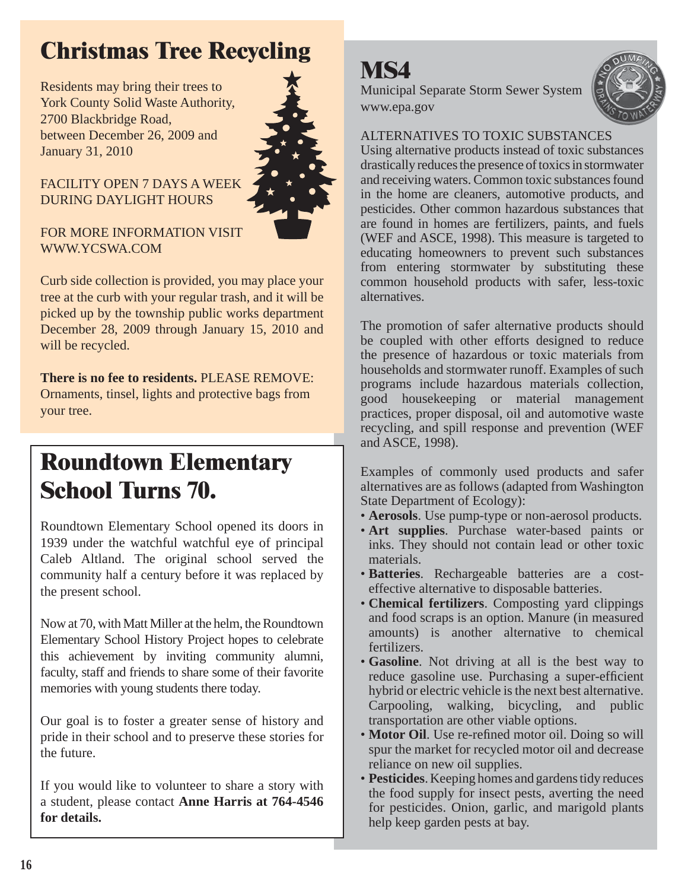# Christmas Tree Recycling

Residents may bring their trees to York County Solid Waste Authority, 2700 Blackbridge Road, between December 26, 2009 and January 31, 2010

FACILITY OPEN 7 DAYS A WEEK DURING DAYLIGHT HOURS

FOR MORE INFORMATION VISIT WWW.YCSWA.COM

Curb side collection is provided, you may place your tree at the curb with your regular trash, and it will be picked up by the township public works department December 28, 2009 through January 15, 2010 and will be recycled.

**There is no fee to residents.** PLEASE REMOVE: Ornaments, tinsel, lights and protective bags from your tree.

# Roundtown Elementary School Turns 70.

Roundtown Elementary School opened its doors in 1939 under the watchful watchful eye of principal Caleb Altland. The original school served the community half a century before it was replaced by the present school.

Now at 70, with Matt Miller at the helm, the Roundtown Elementary School History Project hopes to celebrate this achievement by inviting community alumni, faculty, staff and friends to share some of their favorite memories with young students there today.

Our goal is to foster a greater sense of history and pride in their school and to preserve these stories for the future.

If you would like to volunteer to share a story with a student, please contact **Anne Harris at 764-4546 for details.**

# MS4

Municipal Separate Storm Sewer System
www.epa.gov

ALTERNATIVES TO TOXIC SUBSTANCES

Using alternative products instead of toxic substances drastically reduces the presence of toxics in stormwater and receiving waters. Common toxic substances found in the home are cleaners, automotive products, and pesticides. Other common hazardous substances that are found in homes are fertilizers, paints, and fuels (WEF and ASCE, 1998). This measure is targeted to educating homeowners to prevent such substances from entering stormwater by substituting these common household products with safer, less-toxic alternatives.

The promotion of safer alternative products should be coupled with other efforts designed to reduce the presence of hazardous or toxic materials from households and stormwater runoff. Examples of such programs include hazardous materials collection, good housekeeping or material management practices, proper disposal, oil and automotive waste recycling, and spill response and prevention (WEF and ASCE, 1998).

Examples of commonly used products and safer alternatives are as follows (adapted from Washington State Department of Ecology):

- **Aerosols**. Use pump-type or non-aerosol products.
- **Art supplies**. Purchase water-based paints or inks. They should not contain lead or other toxic materials.
- **Batteries**. Rechargeable batteries are a cost-effective alternative to disposable batteries.
- **Chemical fertilizers**. Composting yard clippings and food scraps is an option. Manure (in measured amounts) is another alternative to chemical fertilizers.
- **Gasoline**. Not driving at all is the best way to reduce gasoline use. Purchasing a super-efficient hybrid or electric vehicle is the next best alternative. Carpooling, walking, bicycling, and public transportation are other viable options.
- **Motor Oil**. Use re-refined motor oil. Doing so will spur the market for recycled motor oil and decrease reliance on new oil supplies.
- **Pesticides**. Keeping homes and gardens tidy reduces the food supply for insect pests, averting the need for pesticides. Onion, garlic, and marigold plants help keep garden pests at bay.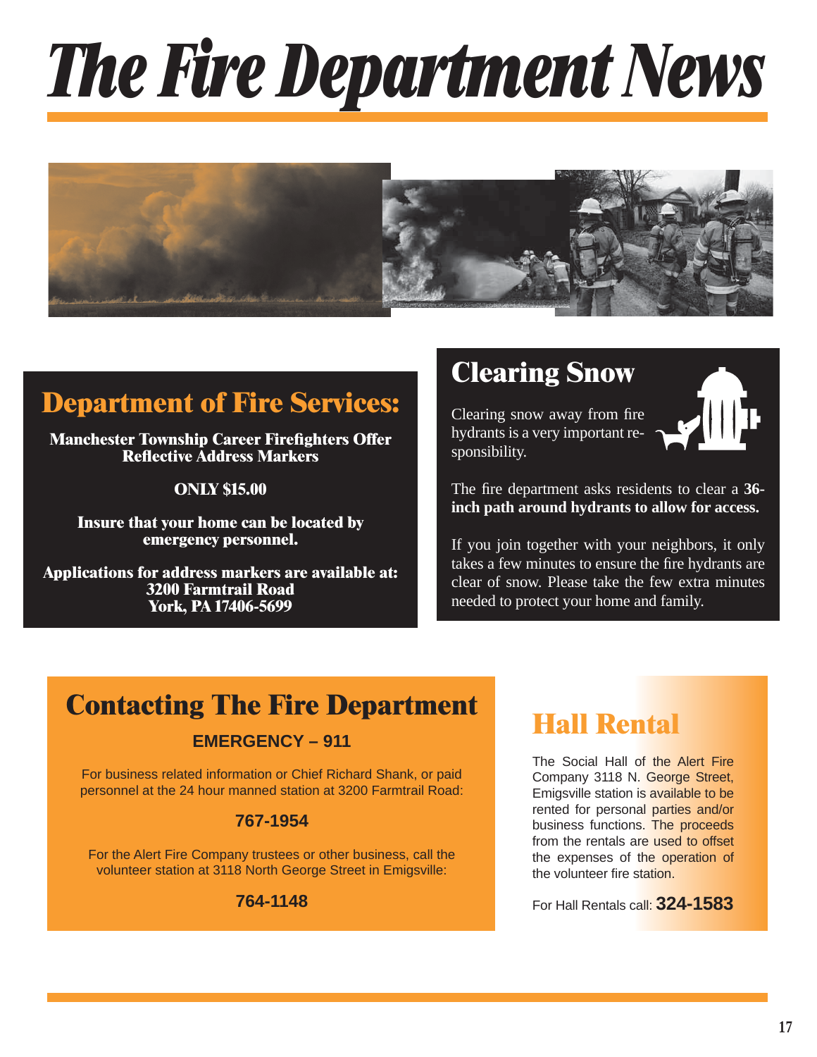# The Fire Department News

## Department of Fire Services:

**Manchester Township Career Firefighters Offer Reflective Address Markers**

**ONLY $15.00**

**Insure that your home can be located by emergency personnel.**

**Applications for address markers are available at:**
**3200 Farmtrail Road**
**York, PA 17406-5699**

## Clearing Snow

Clearing snow away from fire hydrants is a very important responsibility.

The fire department asks residents to clear a **36-inch path around hydrants to allow for access.**

If you join together with your neighbors, it only takes a few minutes to ensure the fire hydrants are clear of snow. Please take the few extra minutes needed to protect your home and family.

## Contacting The Fire Department

**EMERGENCY – 911**

For business related information or Chief Richard Shank, or paid personnel at the 24 hour manned station at 3200 Farmtrail Road:

**767-1954**

For the Alert Fire Company trustees or other business, call the volunteer station at 3118 North George Street in Emigsville:

**764-1148**

## Hall Rental

The Social Hall of the Alert Fire Company 3118 N. George Street, Emigsville station is available to be rented for personal parties and/or business functions. The proceeds from the rentals are used to offset the expenses of the operation of the volunteer fire station.

For Hall Rentals call: **324-1583**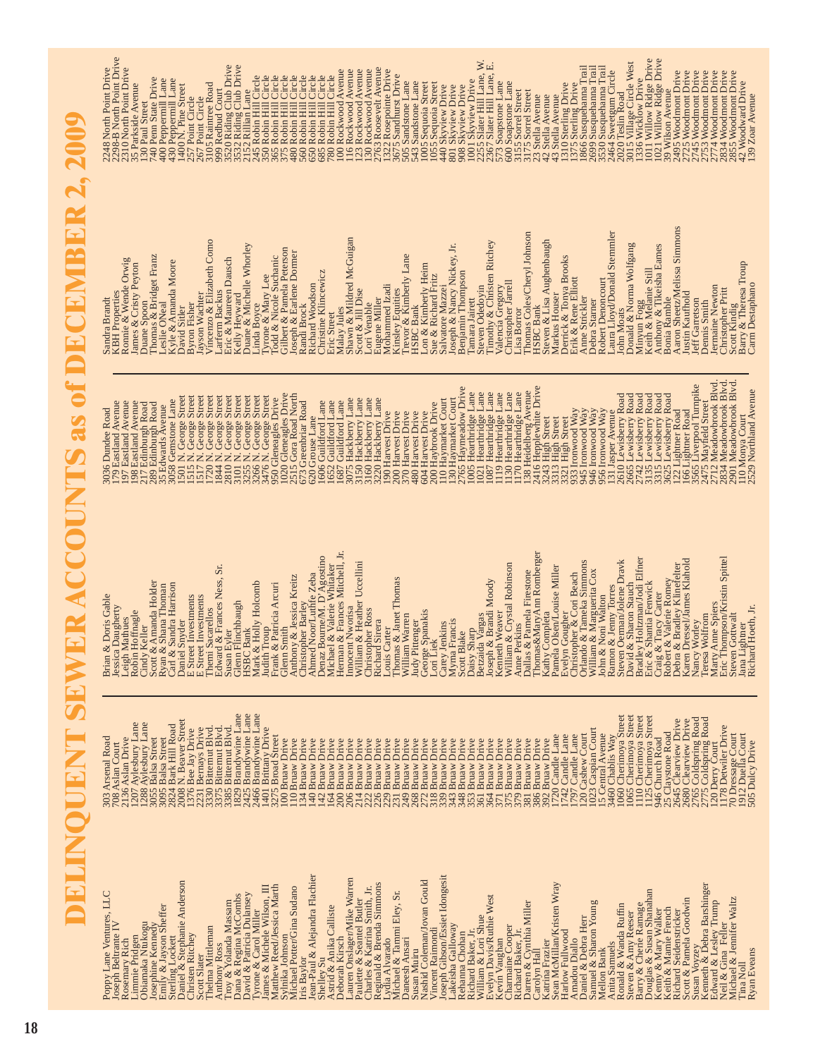# DELINQUENT SEWER ACCOUNTS as of DECEMBER 2, 2009

| Name | Address |
|---|---|
| Poppy Lane Ventures, LLC | 303 Arsenal Road |
| Joseph Beltrante IV | 708 Aslan Court |
| Rosemary Rich | 2136 Aslan Drive |
| Limmie Pridgen | 1207 Aylesbury Lane |
| Obiamaka Ntukogu | 1288 Aylesbury Lane |
| Josephine Kennedy | 3055 Balsa Street |
| Emily & Jayson Sheffer | 3095 Balsa Street |
| Sterling Lockett | 2824 Bark Hill Road |
| Daniel & Stephanie Anderson | 2008 N. Beaver Street |
| Christen Ritchey | 1376 Bee Jay Drive |
| Scott Slater | 2231 Bernays Drive |
| Thelma Mittleman | 3330 Bittemut Blvd. |
| Anthony Ross | 3375 Bittemut Blvd. |
| Troy & Yolanda Massam | 3385 Bittemut Blvd. |
| Dana & Regina McCombs | 1829 Brandywine Lane |
| David & Patricia Dulansey | 2466 Brandywine Lane |
| Tyrone & Carol Miller | 2466 Brandywine Lane |
| James & Michele Wilson, III | 1401 Brittany Drive |
| Matthew Reed/Jessica Marth | 3275 Broad Street |
| Sylnika Johnson | 100 Bruaw Drive |
| Michael Potter/Gina Sudano | 110 Bruaw Drive |
| Iris Baylor | 134 Bruaw Drive |
| Jean-Paul & Alejandra Flachier | 140 Bruaw Drive |
| Shelley Su | 142 Bruaw Drive |
| Astrid & Anika Calliste | 164 Bruaw Drive |
| Deborah Kirsch | 200 Bruaw Drive |
| Lauren Onslager/Mike Warren | 206 Bruaw Drive |
| Paulette & Seantel Butler | 214 Bruaw Drive |
| Charles & Katrina Smith, Jr. | 222 Bruaw Drive |
| Reginald & Brenda Simmons | 226 Bruaw Drive |
| Lydia Alvarado | 229 Bruaw Drive |
| Michael & Tammi Eley, Sr. | 231 Bruaw Drive |
| Daneesh Ansari | 249 Bruaw Drive |
| Susan Muiru | 268 Bruaw Drive |
| Nashid Coleman/Jovan Gould | 272 Bruaw Drive |
| Vincent Rosandi | 317 Bruaw Drive |
| Joseph Gibson/Essiet Idongesit | 339 Bruaw Drive |
| Lakeisha Galloway | 343 Bruaw Drive |
| Rehanna Chohan | 348 Bruaw Drive |
| Richard Baker, Jr. | 353 Bruaw Drive |
| William & Lori Shue | 361 Bruaw Drive |
| Evelyn Davis/Ruthie West | 364 Bruaw Drive |
| Kevin Vaughan | 371 Bruaw Drive |
| Charmaine Cooper | 375 Bruaw Drive |
| Richard Baker, Jr. | 379 Bruaw Drive |
| Darren & Cynthia Miller | 381 Bruaw Drive |
| Carolyn Hall | 386 Bruaw Drive |
| Katrina Frazier | 392 Bruaw Drive |
| Sean McMillan/Kristen Wray | 1720 Candle Lane |
| Harlow Fullwood | 1742 Candle Lane |
| Amadou Diallo | 1797 Candle Lane |
| Daniel & Debra Herr | 120 Cashew Court |
| Samuel & Sharon Young | 1023 Caspian Court |
| Mellon Bank | 15 Central Avenue |
| Anita Samuels | 3460 Chablis Way |
| Ronald & Wanda Ruffin | 1060 Cherimoya Street |
| Steven & Amy Reeser | 1065 Cherimoya Street |
| Barry & Cherie Ramage | 1110 Cherimoya Street |
| Douglas & Susan Shanahan | 1125 Cherimoya Street |
| Kenny & Mary Walker | 946 Church Road |
| Keith & Mamie French | 25 Claystone Road |
| Richard Seidenstricker | 2645 Clearview Drive |
| Scott & Pamela Goodwin | 2680 Clearview Drive |
| Susan Voyzey | 2765 Coldspring Road |
| Kenneth & Debra Barshinger | 2775 Coldspring Road |
| Edward & Lesley Trump | 120 Derry Court |
| Neil & Gina Feller | 1178 Detwiler Drive |
| Michael & Jennifer Waltz | 70 Dressage Court |
| Tina Noll | 1912 Duella Court |
| Ryan Eveans | 505 Dulcy Drive |
| Brian & Doris Gable | 3036 Dundee Road |
| Jessica Daugherty | 179 Eastland Avenue |
| Leigh Mathues | 197 Eastland Avenue |
| Robin Hoffnagle | 198 Eastland Avenue |
| Cindy Keller | 217 Edinburgh Road |
| Scott & Amanda Holder | 289 Edinburgh Road |
| Ryan & Shana Thoman | 35 Edwards Avenue |
| Carl & Sandra Harrison | 3058 Gemstone Lane |
| Daniel Snyder | 1501 N. George Street |
| E Street Investments | 1515 N. George Street |
| E Street Investments | 1517 N. George Street |
| Themi Sacarellos | 1720 N. George Street |
| Edward & Frances Ness, Sr. | 1844 N. George Street |
| Susan Eyler | 2810 N. George Street |
| Glenn Flinchbaugh | 3101 N. George Street |
| HSBC Bank | 3265 N. George Street |
| Mark & Emily Holcomb | 3266 N. George Street |
| Judith Troup | 3476 N. George Street |
| Frank & Patricia Arcuri | 950 Gleneagles Drive |
| Glenn Smith | 1020 Gleneagles Drive |
| Anthony & Jessica Kreitz | 2515 Gora Road North |
| Christopher Barley | 673 Greenbriar Road |
| Ahmed Noor/Lutife Zeba | 620 Grouse Lane |
| Denaz Bourne/M. D'Agostino | 1606 Guildford Lane |
| Michael & Valerie Whitaker | 1652 Guildford Lane |
| Herman & Frances Mitchell, Jr. | 1687 Guildford Lane |
| Innocent Nworisa | 3075 Hackberry Lane |
| William & Heather Uccellini | 3150 Hackberry Lane |
| Christopher Ross | 3160 Hackberry Lane |
| Richard Sirera | 3220 Hackberry Lane |
| Louis Carter | 190 Harvest Drive |
| Thomas & Janet Thomas | 200 Harvest Drive |
| William Warren | 370 Harvest Drive |
| Judy Pittenger | 480 Harvest Drive |
| George Spanakis | 640 Harvest Drive |
| Carol Fiek | 200 Haybrook Drive |
| Carey Jenkins | 110 Haymarket Court |
| Myrna Francis | 130 Haymarket Court |
| Scott Blake | 2765 Haymeadow Drive |
| Daisy Sharp | 1005 Hearthridge Lane |
| Betzaida Vargas | 1021 Hearthridge Lane |
| Joseph & Brandi Moody | 1087 Hearthridge Lane |
| Kenneth Weaver | 1119 Hearthridge Lane |
| William & Crystal Robinson | 1130 Hearthridge Lane |
| Anne Perkins | 1170 Hearthridge Lane |
| Dallas & Pamela Firestone | 138 Heidelberg Avenue |
| Thomas&MaryAnn Romberger | 2416 Hepplewhite Drive |
| Kathy Completa | 3243 High Street |
| Pamela Olsen/Louise Miller | 3313 High Street |
| Evelyn Gougher | 3321 High Street |
| Christopher & Cori Beach | 933 Ironwood Way |
| Orlando & Tameka Simmons | 945 Ironwood Way |
| William & Marguerita Cox | 946 Ironwood Way |
| John & Noni Walton | 956 Ironwood Way |
| Ramon & Jenny Torres | 131 Jasper Avenue |
| Steven Oerman/Jolene Dravk | 2610 Lewisberry Road |
| David & Sharon Stauch | 2665 Lewisberry Road |
| Bradley Holtzman/Jodi Elfner | 2742 Lewisberry Road |
| Eric & Shantia Fenwick | 3135 Lewisberry Road |
| Craig & Tracy Carter | 3315 Lewisberry Road |
| Robert & Valerie Romey | 3625 Lewisberry Road |
| Debra & Bradley Klinefelter | 122 Lightner Road |
| Karen Dressel/James Klahold | 166 Lightner Road |
| Nancy Worley | 3565 Liverpool Turnpike |
| Teresa Wolfron | 2475 Mayfield Street |
| Marty Anne Spiers | 2712 Meadowbrook Blvd. |
| Eric Thompson/Kristin Spittel | 2834 Meadowbrook Blvd. |
| Steven Gottwalt | 2901 Meadowbrook Blvd. |
| Jana Lightner | 110 Monya Court |
| Richard Hoeth, Jr. | 2529 Northland Avenue |
| Sandra Brandt | 2248 North Point Drive |
| KBH Properties | 2298-B North Point Drive |
| Ronnie & Wende Orwig | 2310 North Point Drive |
| James & Cristy Peyton | 35 Parkside Avenue |
| Duane Spoon | 130 Paul Street |
| Thomas & Bridget Franz | 740 Penn State Drive |
| Leslie ONeal | 400 Peppermill Lane |
| Kyle & Amanda Moore | 430 Peppermill Lane |
| David Sitler | 1400 N. Pine Street |
| Byron Fisher | 257 Point Circle |
| Jayson Wachter | 267 Point Circle |
| Vincenzo & Elizabeth Como | 3105 Raintree Road |
| Larferm Backus | 999 Redbud Court |
| Eric & Maureen Dausch | 3520 Riding Club Drive |
| Kelly Heyward | 3532 Riding Club Drive |
| Duane & Michelle Whorley | 2415 Rillian Lane |
| Linda Edwards | 245 Robin Hill Circle |
| Tyrone & Mary Lee | 350 Robin Hill Circle |
| Todd & Nicole Suchanic | 365 Robin Hill Circle |
| Gilbert & Pamela Peterson | 375 Robin Hill Circle |
| Joseph & Earlene Dormer | 480 Robin Hill Circle |
| Randi Brock | 560 Robin Hill Circle |
| Richard Woodson | 650 Robin Hill Circle |
| Christine Klincewicz | 685 Robin Hill Circle |
| Eric Street | 780 Robin Hill Circle |
| Malay Jules | 100 Rockwood Avenue |
| Shawn & Mildred McGuigan | 116 Rockwood Avenue |
| Scott & Jill Dise | 123 Rockwood Avenue |
| Lori Venable | 130 Rockwood Avenue |
| Eugene Miller | 2763 Roosevelt Avenue |
| Mohammed Izadi | 1322 Rosepointe Drive |
| Kinsley Equities | 3675 Sandhurst Drive |
| Trevor & Kimberly Lane | 505 Sandstone Lane |
| HSBC Bank | 543 Sandstone Lane |
| Lon & Kimberly Heim | 1015 Sequoia Street |
| Scott & Richard Fritz | 1055 Sequoia Street |
| Salvatore Mazzei | 440 Skyview Drive |
| Joseph & Nancy Nickey, Jr. | 801 Skyview Drive |
| Benjamin Thompson | 908 Skyview Drive |
| Tamara Jairett | 1001 Skyview Drive |
| Steven Odedoyin | 2255 Slater Hill Lane, W. |
| Timothy & Christen Ritchey | 2367 Slater Hill Lane, E. |
| Valencia Gregory | 573 Soapstone Lane |
| Christopher Jarrell | 600 Soapstone Lane |
| Lisa Borror | 3155 Sorrel Street |
| Thomas Coles/Cheryl Johnson | 3175 Sorrel Street |
| HSBC Bank | 23 Stella Avenue |
| Steven & Lisa Aughenbaugh | 42 Stella Avenue |
| Markus Houser | 43 Stella Avenue |
| Derrick & Tonya Brooks | 1310 Sterling Drive |
| Erik & Rene Elliott | 1375 Sterling Drive |
| Anne Strickler | 1866 Susquehanna Trail |
| Debra Starner | 2699 Susquehanna Trail |
| Robert Denoncourt | 3530 Susquehanna Trail |
| Laura Lloyd/Donald Stemmler | 2464 Sweetgum Circle |
| John Moats | 2020 Teslin Road |
| Donald & Norma Wolfgang | 3015 Village Circle West |
| Minyun Fogg | 1336 Wicklow Drive |
| Keith & Melanie Still | 1011 Willow Ridge Drive |
| Anthony & Tikeisha Eames | 1021 Willow Ridge Drive |
| Bonia Ramble | 39 Wilson Avenue |
| Aaron Sheetz/Melissa Simmons | 2495 Woodmont Drive |
| Justin Kauffold | 2725 Woodmont Drive |
| Jeff Garretson | 2745 Woodmont Drive |
| Dennis Smith | 2753 Woodmont Drive |
| Jermaine Newton | 2774 Woodmont Drive |
| Christopher Pritt | 2834 Woodmont Drive |
| Scott Kindig | 2855 Woodmont Drive |
| Barry & Theresa Troup | 42 Woodward Drive |
| Carm Destaphano | 139 Zoar Avenue |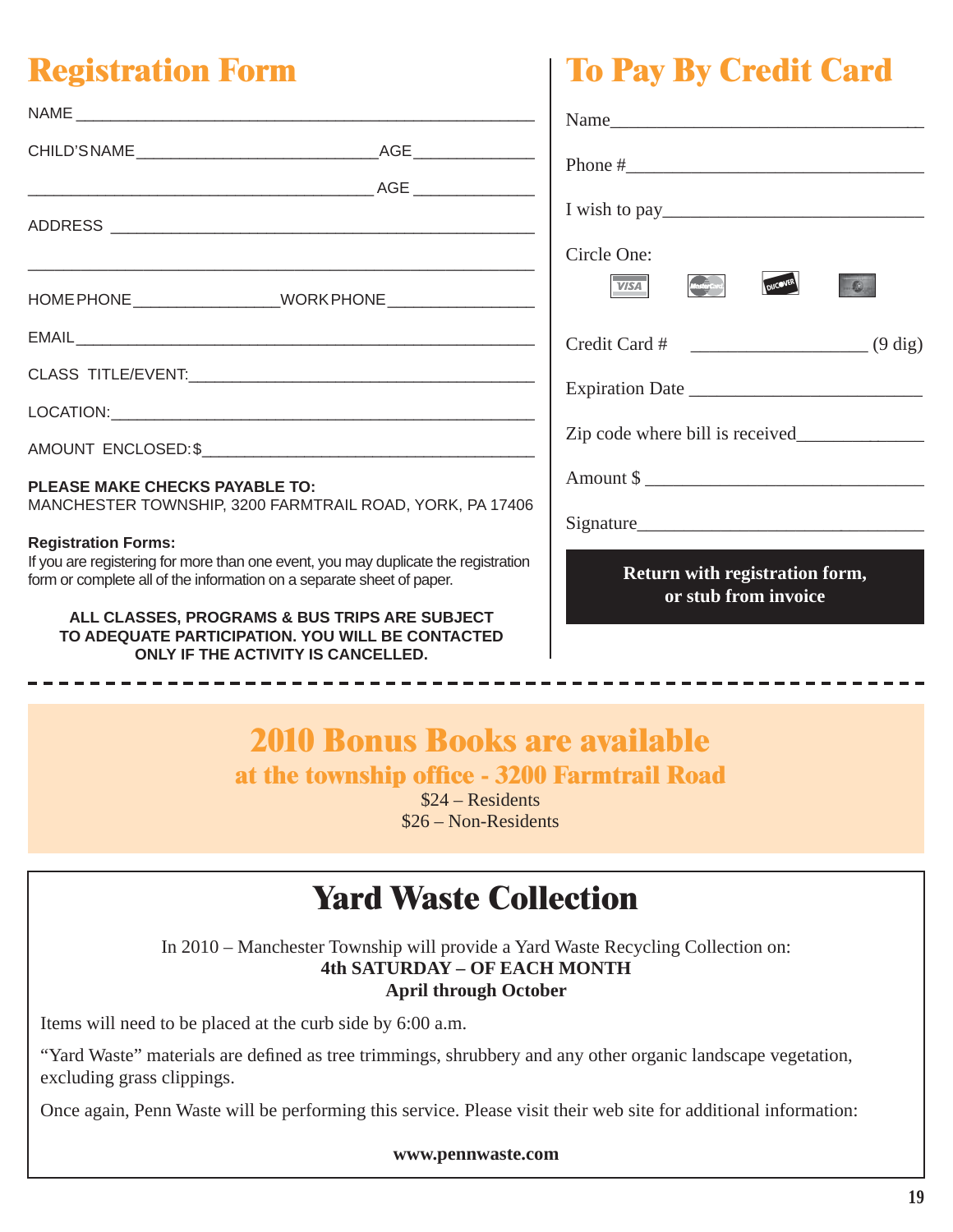## Registration Form

NAME ____________________________________________

CHILD'S NAME ____________________________ AGE ____________

____________________________________________ AGE ____________

ADDRESS ____________________________________________

____________________________________________

HOME PHONE ________________ WORK PHONE ________________

EMAIL ____________________________________________

CLASS TITLE/EVENT: ____________________________________

LOCATION: ____________________________________________

AMOUNT ENCLOSED: $ ____________________________________

**PLEASE MAKE CHECKS PAYABLE TO:**
MANCHESTER TOWNSHIP, 3200 FARMTRAIL ROAD, YORK, PA 17406

**Registration Forms:**
If you are registering for more than one event, you may duplicate the registration form or complete all of the information on a separate sheet of paper.

**ALL CLASSES, PROGRAMS & BUS TRIPS ARE SUBJECT TO ADEQUATE PARTICIPATION. YOU WILL BE CONTACTED ONLY IF THE ACTIVITY IS CANCELLED.**

## To Pay By Credit Card

Name ____________________________________

Phone # __________________________________

I wish to pay ______________________________

Circle One:

VISA   MasterCard   DISCOVER   American Express

Credit Card # ____________________ (9 dig)

Expiration Date ___________________________

Zip code where bill is received ______________

Amount $ ________________________________

Signature _________________________________

**Return with registration form, or stub from invoice**

---

## 2010 Bonus Books are available

### at the township office - 3200 Farmtrail Road

$24 – Residents
$26 – Non-Residents

## Yard Waste Collection

In 2010 – Manchester Township will provide a Yard Waste Recycling Collection on:
**4th SATURDAY – OF EACH MONTH**
**April through October**

Items will need to be placed at the curb side by 6:00 a.m.

"Yard Waste" materials are defined as tree trimmings, shrubbery and any other organic landscape vegetation, excluding grass clippings.

Once again, Penn Waste will be performing this service. Please visit their web site for additional information:

**www.pennwaste.com**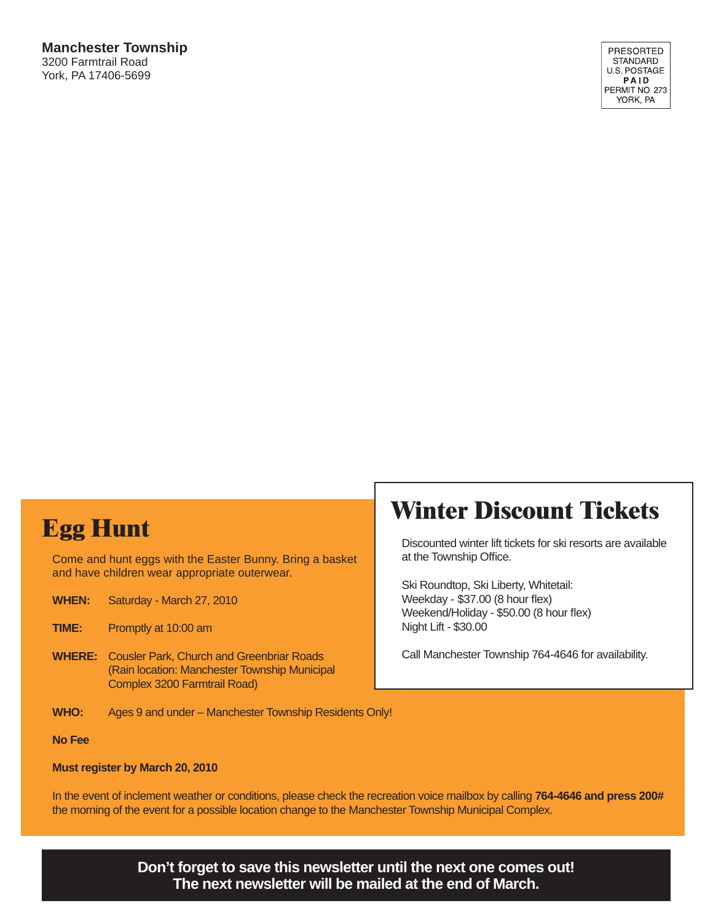**Manchester Township**
3200 Farmtrail Road
York, PA 17406-5699

PRESORTED
STANDARD
U.S. POSTAGE
**PAID**
PERMIT NO. 273
YORK, PA

# Egg Hunt

Come and hunt eggs with the Easter Bunny. Bring a basket and have children wear appropriate outerwear.

**WHEN:** Saturday - March 27, 2010

**TIME:** Promptly at 10:00 am

**WHERE:** Cousler Park, Church and Greenbriar Roads (Rain location: Manchester Township Municipal Complex 3200 Farmtrail Road)

**WHO:** Ages 9 and under – Manchester Township Residents Only!

**No Fee**

**Must register by March 20, 2010**

In the event of inclement weather or conditions, please check the recreation voice mailbox by calling **764-4646 and press 200#** the morning of the event for a possible location change to the Manchester Township Municipal Complex.

# Winter Discount Tickets

Discounted winter lift tickets for ski resorts are available at the Township Office.

Ski Roundtop, Ski Liberty, Whitetail:
Weekday - $37.00 (8 hour flex)
Weekend/Holiday - $50.00 (8 hour flex)
Night Lift - $30.00

Call Manchester Township 764-4646 for availability.

**Don't forget to save this newsletter until the next one comes out!**
**The next newsletter will be mailed at the end of March.**